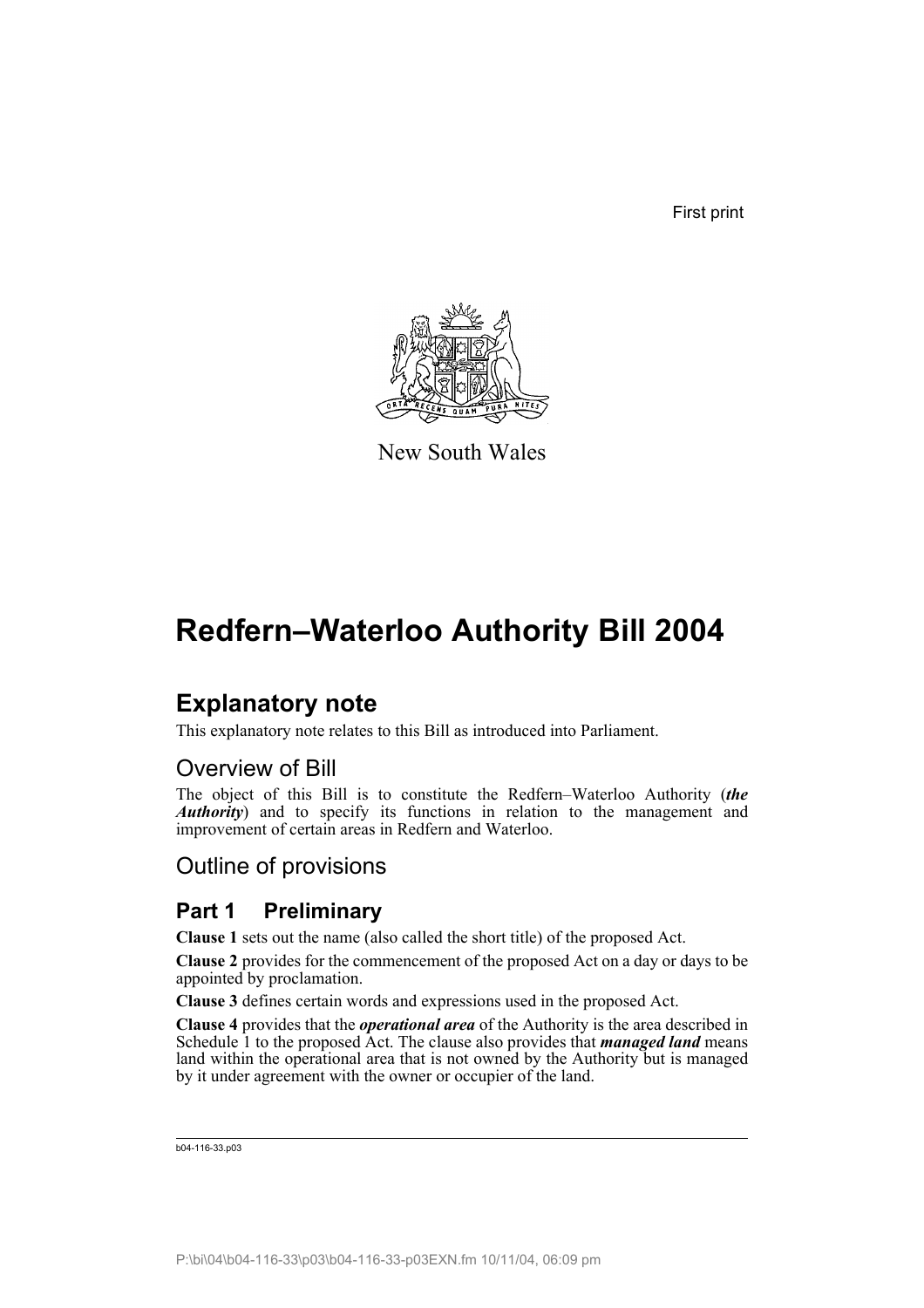First print

New South Wales

# Redfern–Waterloo Authority Bill 2004

## Explanatory note

This explanatory note relates to this Bill as introduced into Parliament.

### Overview of Bill

The object of this Bill is to constitute the Redfern–Waterloo Authority (***the Authority***) and to specify its functions in relation to the management and improvement of certain areas in Redfern and Waterloo.

### Outline of provisions

## Part 1 Preliminary

**Clause 1** sets out the name (also called the short title) of the proposed Act.

**Clause 2** provides for the commencement of the proposed Act on a day or days to be appointed by proclamation.

**Clause 3** defines certain words and expressions used in the proposed Act.

**Clause 4** provides that the ***operational area*** of the Authority is the area described in Schedule 1 to the proposed Act. The clause also provides that ***managed land*** means land within the operational area that is not owned by the Authority but is managed by it under agreement with the owner or occupier of the land.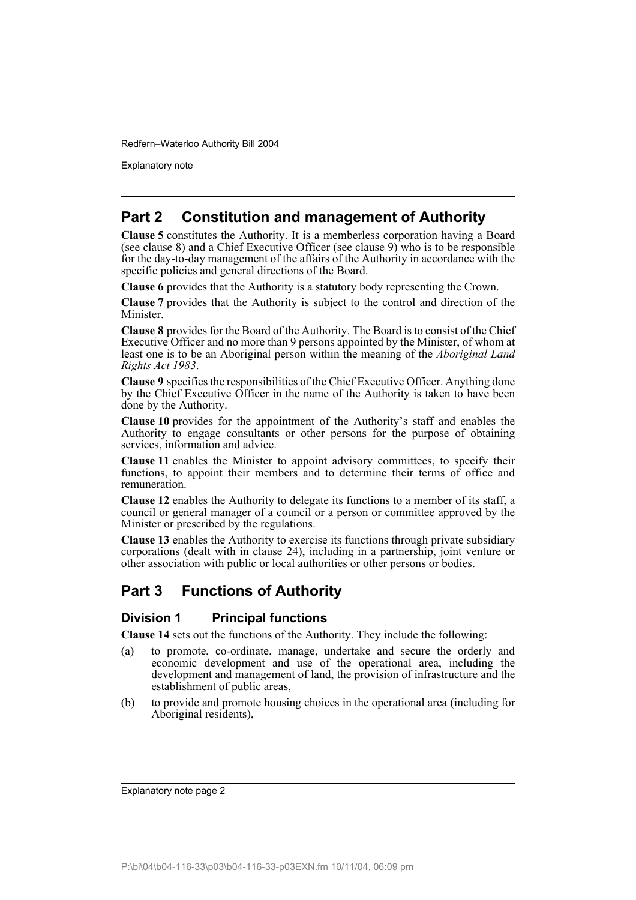## Part 2 Constitution and management of Authority

**Clause 5** constitutes the Authority. It is a memberless corporation having a Board (see clause 8) and a Chief Executive Officer (see clause 9) who is to be responsible for the day-to-day management of the affairs of the Authority in accordance with the specific policies and general directions of the Board.

**Clause 6** provides that the Authority is a statutory body representing the Crown.

**Clause 7** provides that the Authority is subject to the control and direction of the Minister.

**Clause 8** provides for the Board of the Authority. The Board is to consist of the Chief Executive Officer and no more than 9 persons appointed by the Minister, of whom at least one is to be an Aboriginal person within the meaning of the *Aboriginal Land Rights Act 1983*.

**Clause 9** specifies the responsibilities of the Chief Executive Officer. Anything done by the Chief Executive Officer in the name of the Authority is taken to have been done by the Authority.

**Clause 10** provides for the appointment of the Authority's staff and enables the Authority to engage consultants or other persons for the purpose of obtaining services, information and advice.

**Clause 11** enables the Minister to appoint advisory committees, to specify their functions, to appoint their members and to determine their terms of office and remuneration.

**Clause 12** enables the Authority to delegate its functions to a member of its staff, a council or general manager of a council or a person or committee approved by the Minister or prescribed by the regulations.

**Clause 13** enables the Authority to exercise its functions through private subsidiary corporations (dealt with in clause 24), including in a partnership, joint venture or other association with public or local authorities or other persons or bodies.

## Part 3 Functions of Authority

### Division 1 Principal functions

**Clause 14** sets out the functions of the Authority. They include the following:

(a) to promote, co-ordinate, manage, undertake and secure the orderly and economic development and use of the operational area, including the development and management of land, the provision of infrastructure and the establishment of public areas,

(b) to provide and promote housing choices in the operational area (including for Aboriginal residents),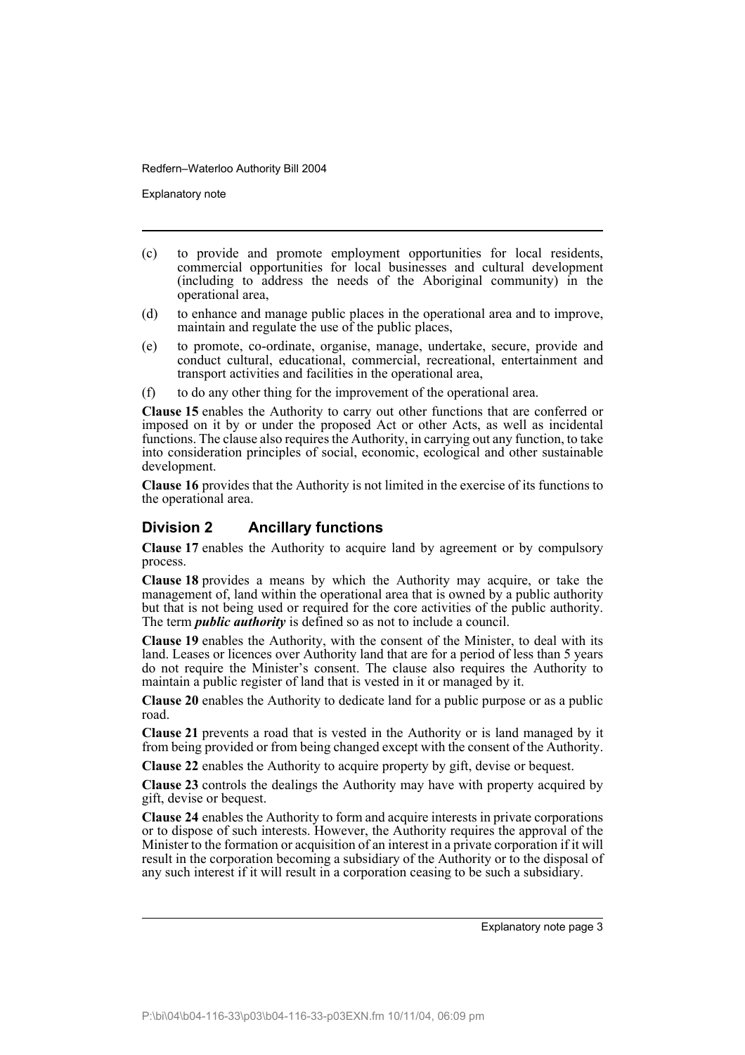(c) to provide and promote employment opportunities for local residents, commercial opportunities for local businesses and cultural development (including to address the needs of the Aboriginal community) in the operational area,

(d) to enhance and manage public places in the operational area and to improve, maintain and regulate the use of the public places,

(e) to promote, co-ordinate, organise, manage, undertake, secure, provide and conduct cultural, educational, commercial, recreational, entertainment and transport activities and facilities in the operational area,

(f) to do any other thing for the improvement of the operational area.

**Clause 15** enables the Authority to carry out other functions that are conferred or imposed on it by or under the proposed Act or other Acts, as well as incidental functions. The clause also requires the Authority, in carrying out any function, to take into consideration principles of social, economic, ecological and other sustainable development.

**Clause 16** provides that the Authority is not limited in the exercise of its functions to the operational area.

## Division 2 Ancillary functions

**Clause 17** enables the Authority to acquire land by agreement or by compulsory process.

**Clause 18** provides a means by which the Authority may acquire, or take the management of, land within the operational area that is owned by a public authority but that is not being used or required for the core activities of the public authority. The term ***public authority*** is defined so as not to include a council.

**Clause 19** enables the Authority, with the consent of the Minister, to deal with its land. Leases or licences over Authority land that are for a period of less than 5 years do not require the Minister's consent. The clause also requires the Authority to maintain a public register of land that is vested in it or managed by it.

**Clause 20** enables the Authority to dedicate land for a public purpose or as a public road.

**Clause 21** prevents a road that is vested in the Authority or is land managed by it from being provided or from being changed except with the consent of the Authority.

**Clause 22** enables the Authority to acquire property by gift, devise or bequest.

**Clause 23** controls the dealings the Authority may have with property acquired by gift, devise or bequest.

**Clause 24** enables the Authority to form and acquire interests in private corporations or to dispose of such interests. However, the Authority requires the approval of the Minister to the formation or acquisition of an interest in a private corporation if it will result in the corporation becoming a subsidiary of the Authority or to the disposal of any such interest if it will result in a corporation ceasing to be such a subsidiary.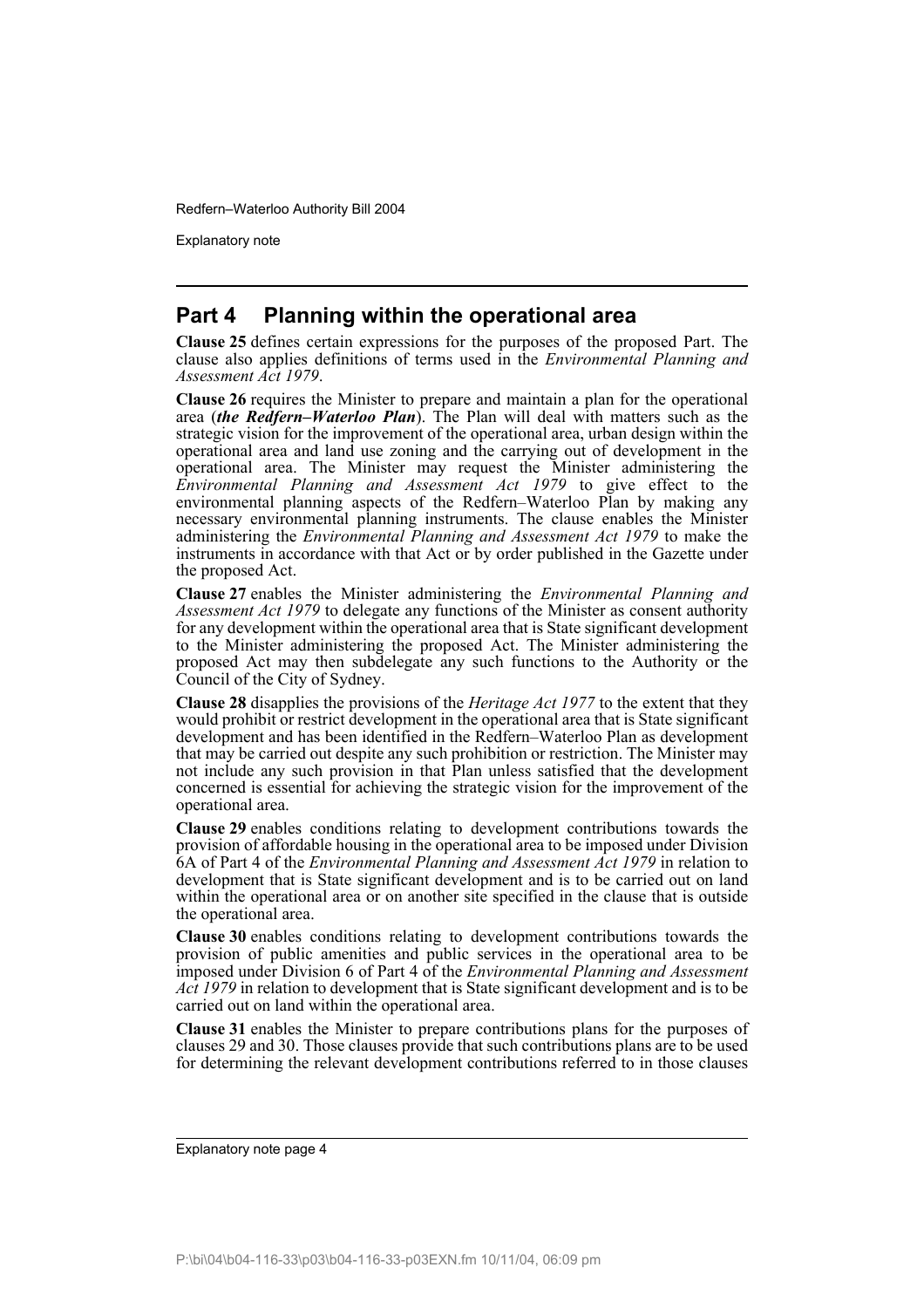## Part 4 Planning within the operational area

**Clause 25** defines certain expressions for the purposes of the proposed Part. The clause also applies definitions of terms used in the *Environmental Planning and Assessment Act 1979*.

**Clause 26** requires the Minister to prepare and maintain a plan for the operational area (***the Redfern–Waterloo Plan***). The Plan will deal with matters such as the strategic vision for the improvement of the operational area, urban design within the operational area and land use zoning and the carrying out of development in the operational area. The Minister may request the Minister administering the *Environmental Planning and Assessment Act 1979* to give effect to the environmental planning aspects of the Redfern–Waterloo Plan by making any necessary environmental planning instruments. The clause enables the Minister administering the *Environmental Planning and Assessment Act 1979* to make the instruments in accordance with that Act or by order published in the Gazette under the proposed Act.

**Clause 27** enables the Minister administering the *Environmental Planning and Assessment Act 1979* to delegate any functions of the Minister as consent authority for any development within the operational area that is State significant development to the Minister administering the proposed Act. The Minister administering the proposed Act may then subdelegate any such functions to the Authority or the Council of the City of Sydney.

**Clause 28** disapplies the provisions of the *Heritage Act 1977* to the extent that they would prohibit or restrict development in the operational area that is State significant development and has been identified in the Redfern–Waterloo Plan as development that may be carried out despite any such prohibition or restriction. The Minister may not include any such provision in that Plan unless satisfied that the development concerned is essential for achieving the strategic vision for the improvement of the operational area.

**Clause 29** enables conditions relating to development contributions towards the provision of affordable housing in the operational area to be imposed under Division 6A of Part 4 of the *Environmental Planning and Assessment Act 1979* in relation to development that is State significant development and is to be carried out on land within the operational area or on another site specified in the clause that is outside the operational area.

**Clause 30** enables conditions relating to development contributions towards the provision of public amenities and public services in the operational area to be imposed under Division 6 of Part 4 of the *Environmental Planning and Assessment Act 1979* in relation to development that is State significant development and is to be carried out on land within the operational area.

**Clause 31** enables the Minister to prepare contributions plans for the purposes of clauses 29 and 30. Those clauses provide that such contributions plans are to be used for determining the relevant development contributions referred to in those clauses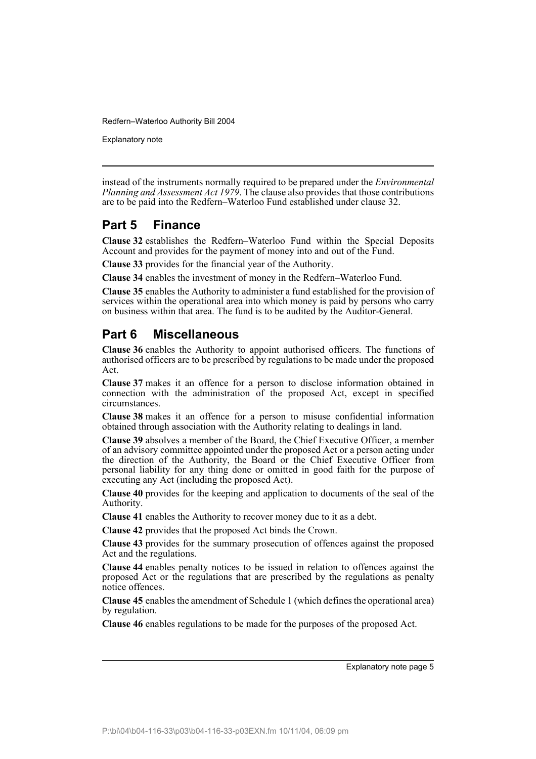instead of the instruments normally required to be prepared under the *Environmental Planning and Assessment Act 1979*. The clause also provides that those contributions are to be paid into the Redfern–Waterloo Fund established under clause 32.

## Part 5 Finance

**Clause 32** establishes the Redfern–Waterloo Fund within the Special Deposits Account and provides for the payment of money into and out of the Fund.

**Clause 33** provides for the financial year of the Authority.

**Clause 34** enables the investment of money in the Redfern–Waterloo Fund.

**Clause 35** enables the Authority to administer a fund established for the provision of services within the operational area into which money is paid by persons who carry on business within that area. The fund is to be audited by the Auditor-General.

## Part 6 Miscellaneous

**Clause 36** enables the Authority to appoint authorised officers. The functions of authorised officers are to be prescribed by regulations to be made under the proposed Act.

**Clause 37** makes it an offence for a person to disclose information obtained in connection with the administration of the proposed Act, except in specified circumstances.

**Clause 38** makes it an offence for a person to misuse confidential information obtained through association with the Authority relating to dealings in land.

**Clause 39** absolves a member of the Board, the Chief Executive Officer, a member of an advisory committee appointed under the proposed Act or a person acting under the direction of the Authority, the Board or the Chief Executive Officer from personal liability for any thing done or omitted in good faith for the purpose of executing any Act (including the proposed Act).

**Clause 40** provides for the keeping and application to documents of the seal of the Authority.

**Clause 41** enables the Authority to recover money due to it as a debt.

**Clause 42** provides that the proposed Act binds the Crown.

**Clause 43** provides for the summary prosecution of offences against the proposed Act and the regulations.

**Clause 44** enables penalty notices to be issued in relation to offences against the proposed Act or the regulations that are prescribed by the regulations as penalty notice offences.

**Clause 45** enables the amendment of Schedule 1 (which defines the operational area) by regulation.

**Clause 46** enables regulations to be made for the purposes of the proposed Act.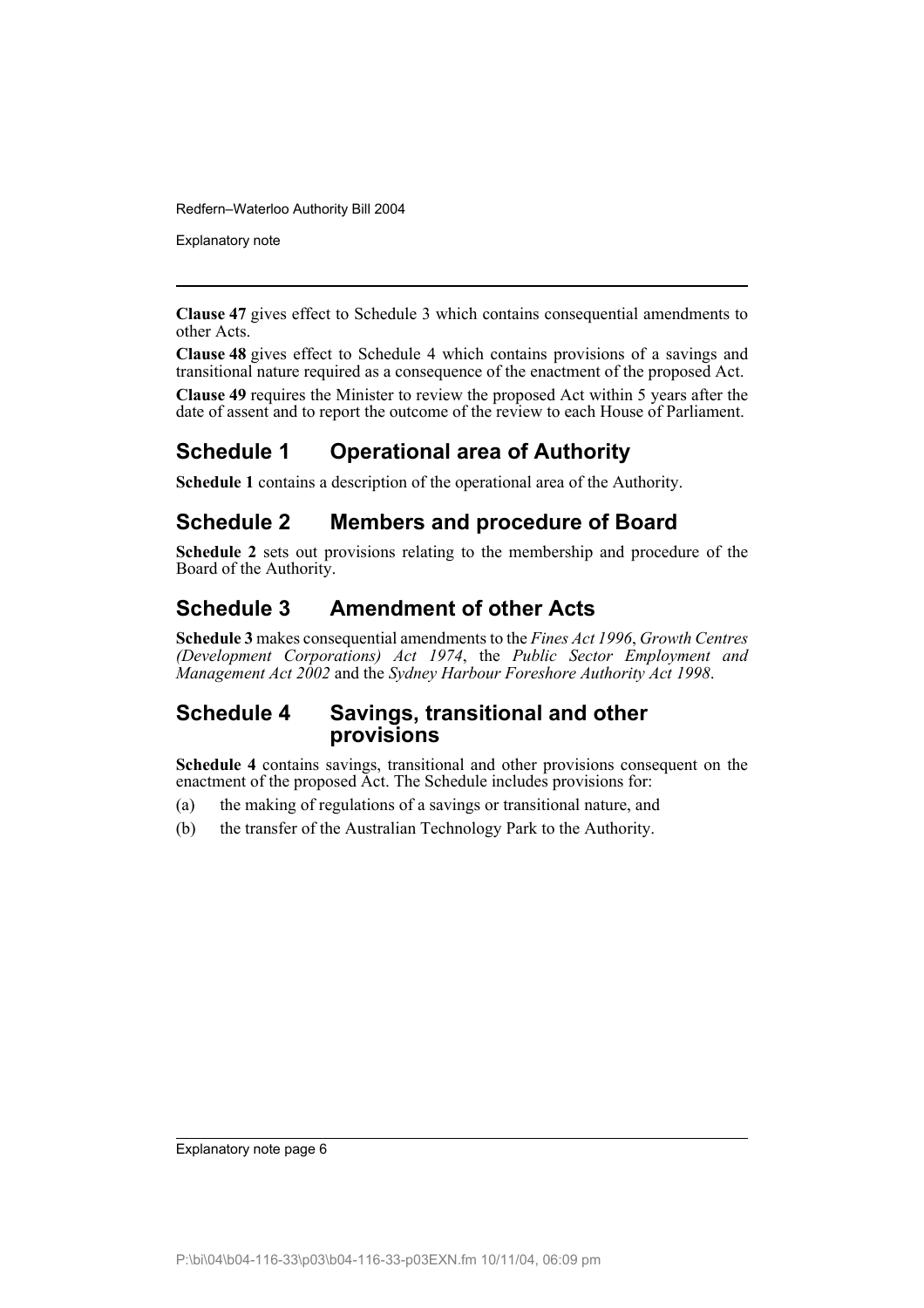**Clause 47** gives effect to Schedule 3 which contains consequential amendments to other Acts.

**Clause 48** gives effect to Schedule 4 which contains provisions of a savings and transitional nature required as a consequence of the enactment of the proposed Act.

**Clause 49** requires the Minister to review the proposed Act within 5 years after the date of assent and to report the outcome of the review to each House of Parliament.

## Schedule 1 Operational area of Authority

**Schedule 1** contains a description of the operational area of the Authority.

## Schedule 2 Members and procedure of Board

**Schedule 2** sets out provisions relating to the membership and procedure of the Board of the Authority.

## Schedule 3 Amendment of other Acts

**Schedule 3** makes consequential amendments to the *Fines Act 1996*, *Growth Centres (Development Corporations) Act 1974*, the *Public Sector Employment and Management Act 2002* and the *Sydney Harbour Foreshore Authority Act 1998*.

## Schedule 4 Savings, transitional and other provisions

**Schedule 4** contains savings, transitional and other provisions consequent on the enactment of the proposed Act. The Schedule includes provisions for:

(a) the making of regulations of a savings or transitional nature, and

(b) the transfer of the Australian Technology Park to the Authority.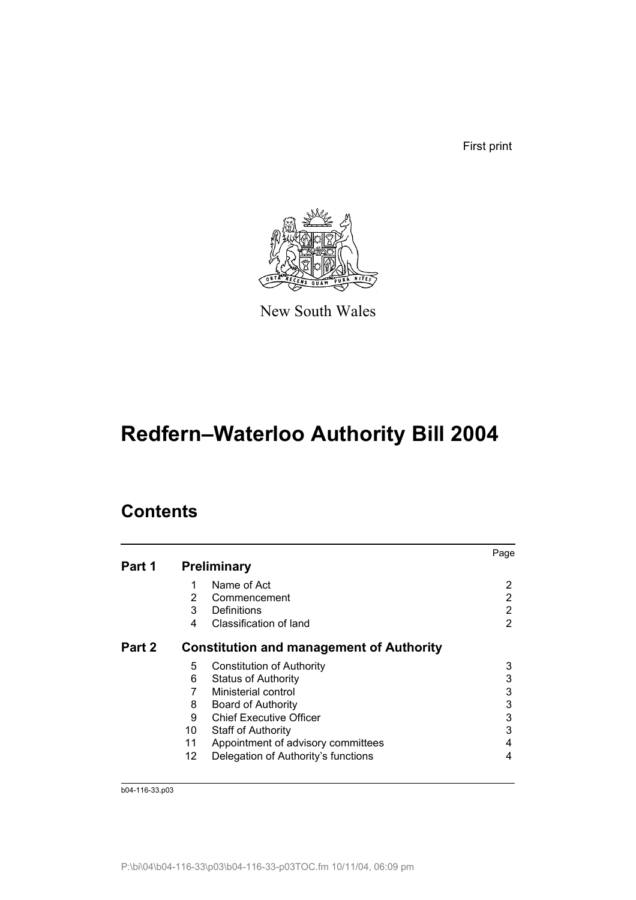First print

New South Wales

# Redfern–Waterloo Authority Bill 2004

## Contents

| | | | Page |
|---|---|---|---|
| **Part 1** | **Preliminary** | | |
| | 1 | Name of Act | 2 |
| | 2 | Commencement | 2 |
| | 3 | Definitions | 2 |
| | 4 | Classification of land | 2 |
| **Part 2** | **Constitution and management of Authority** | | |
| | 5 | Constitution of Authority | 3 |
| | 6 | Status of Authority | 3 |
| | 7 | Ministerial control | 3 |
| | 8 | Board of Authority | 3 |
| | 9 | Chief Executive Officer | 3 |
| | 10 | Staff of Authority | 3 |
| | 11 | Appointment of advisory committees | 4 |
| | 12 | Delegation of Authority's functions | 4 |

b04-116-33.p03

P:\bi\04\b04-116-33\p03\b04-116-33-p03TOC.fm 10/11/04, 06:09 pm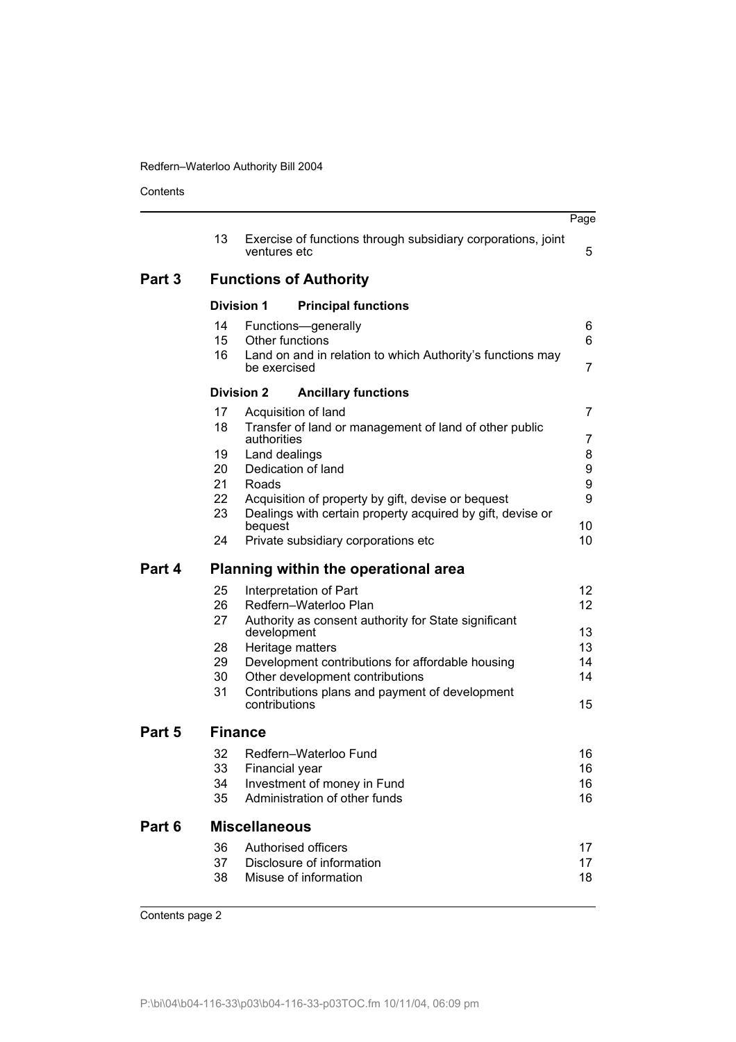| | | | Page |
|---|---|---|---|
| | 13 | Exercise of functions through subsidiary corporations, joint ventures etc | 5 |
| **Part 3** | **Functions of Authority** | | |
| | **Division 1** | **Principal functions** | |
| | 14 | Functions—generally | 6 |
| | 15 | Other functions | 6 |
| | 16 | Land on and in relation to which Authority's functions may be exercised | 7 |
| | **Division 2** | **Ancillary functions** | |
| | 17 | Acquisition of land | 7 |
| | 18 | Transfer of land or management of land of other public authorities | 7 |
| | 19 | Land dealings | 8 |
| | 20 | Dedication of land | 9 |
| | 21 | Roads | 9 |
| | 22 | Acquisition of property by gift, devise or bequest | 9 |
| | 23 | Dealings with certain property acquired by gift, devise or bequest | 10 |
| | 24 | Private subsidiary corporations etc | 10 |
| **Part 4** | **Planning within the operational area** | | |
| | 25 | Interpretation of Part | 12 |
| | 26 | Redfern–Waterloo Plan | 12 |
| | 27 | Authority as consent authority for State significant development | 13 |
| | 28 | Heritage matters | 13 |
| | 29 | Development contributions for affordable housing | 14 |
| | 30 | Other development contributions | 14 |
| | 31 | Contributions plans and payment of development contributions | 15 |
| **Part 5** | **Finance** | | |
| | 32 | Redfern–Waterloo Fund | 16 |
| | 33 | Financial year | 16 |
| | 34 | Investment of money in Fund | 16 |
| | 35 | Administration of other funds | 16 |
| **Part 6** | **Miscellaneous** | | |
| | 36 | Authorised officers | 17 |
| | 37 | Disclosure of information | 17 |
| | 38 | Misuse of information | 18 |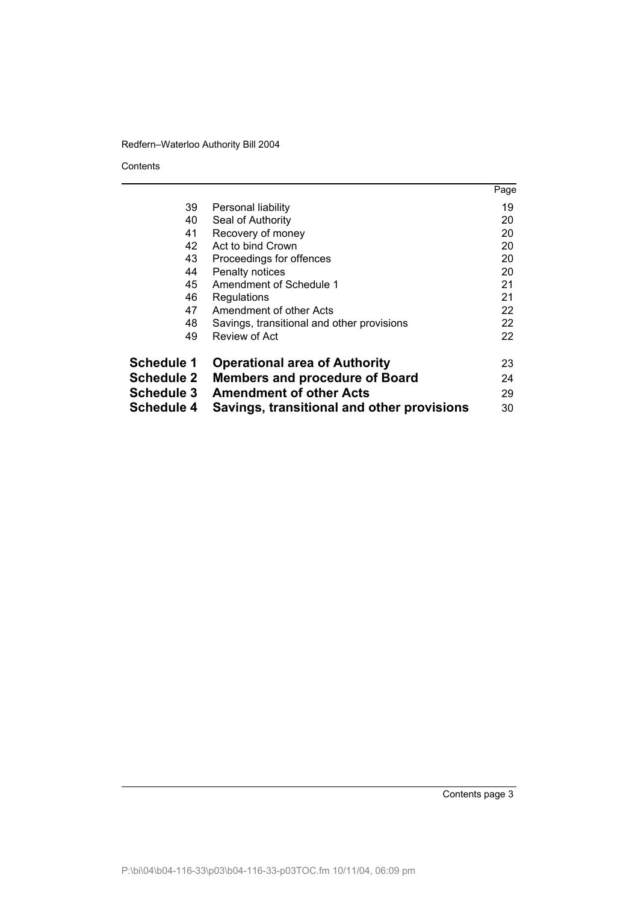| | | Page |
|---|---|---|
| 39 | Personal liability | 19 |
| 40 | Seal of Authority | 20 |
| 41 | Recovery of money | 20 |
| 42 | Act to bind Crown | 20 |
| 43 | Proceedings for offences | 20 |
| 44 | Penalty notices | 20 |
| 45 | Amendment of Schedule 1 | 21 |
| 46 | Regulations | 21 |
| 47 | Amendment of other Acts | 22 |
| 48 | Savings, transitional and other provisions | 22 |
| 49 | Review of Act | 22 |
| **Schedule 1** | **Operational area of Authority** | 23 |
| **Schedule 2** | **Members and procedure of Board** | 24 |
| **Schedule 3** | **Amendment of other Acts** | 29 |
| **Schedule 4** | **Savings, transitional and other provisions** | 30 |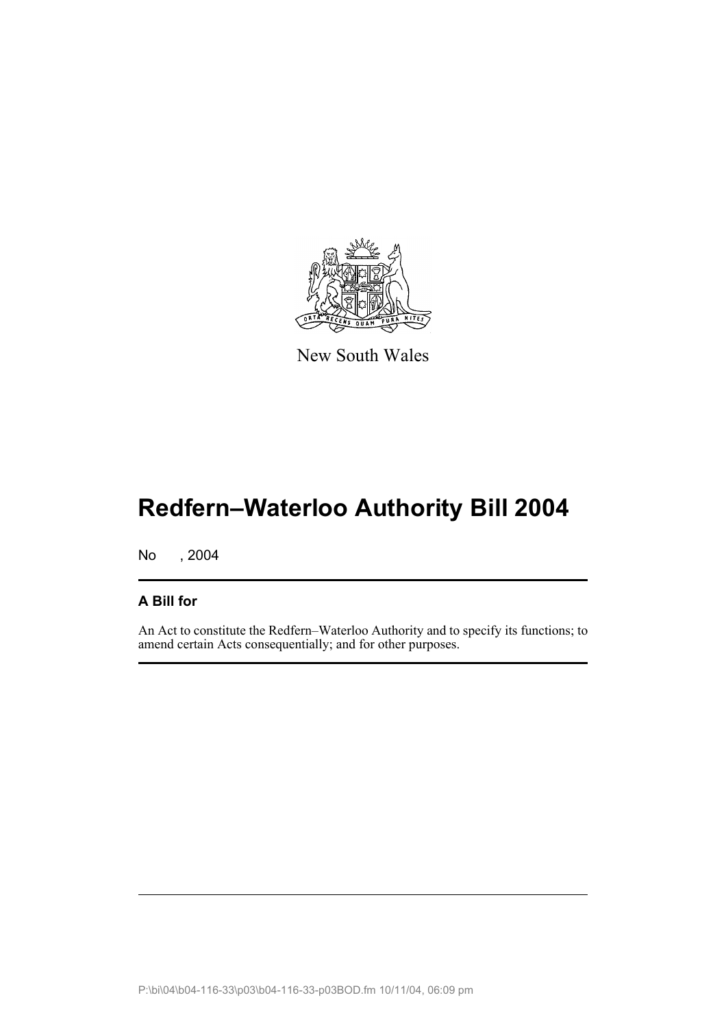New South Wales

# Redfern–Waterloo Authority Bill 2004

No , 2004

### A Bill for

An Act to constitute the Redfern–Waterloo Authority and to specify its functions; to amend certain Acts consequentially; and for other purposes.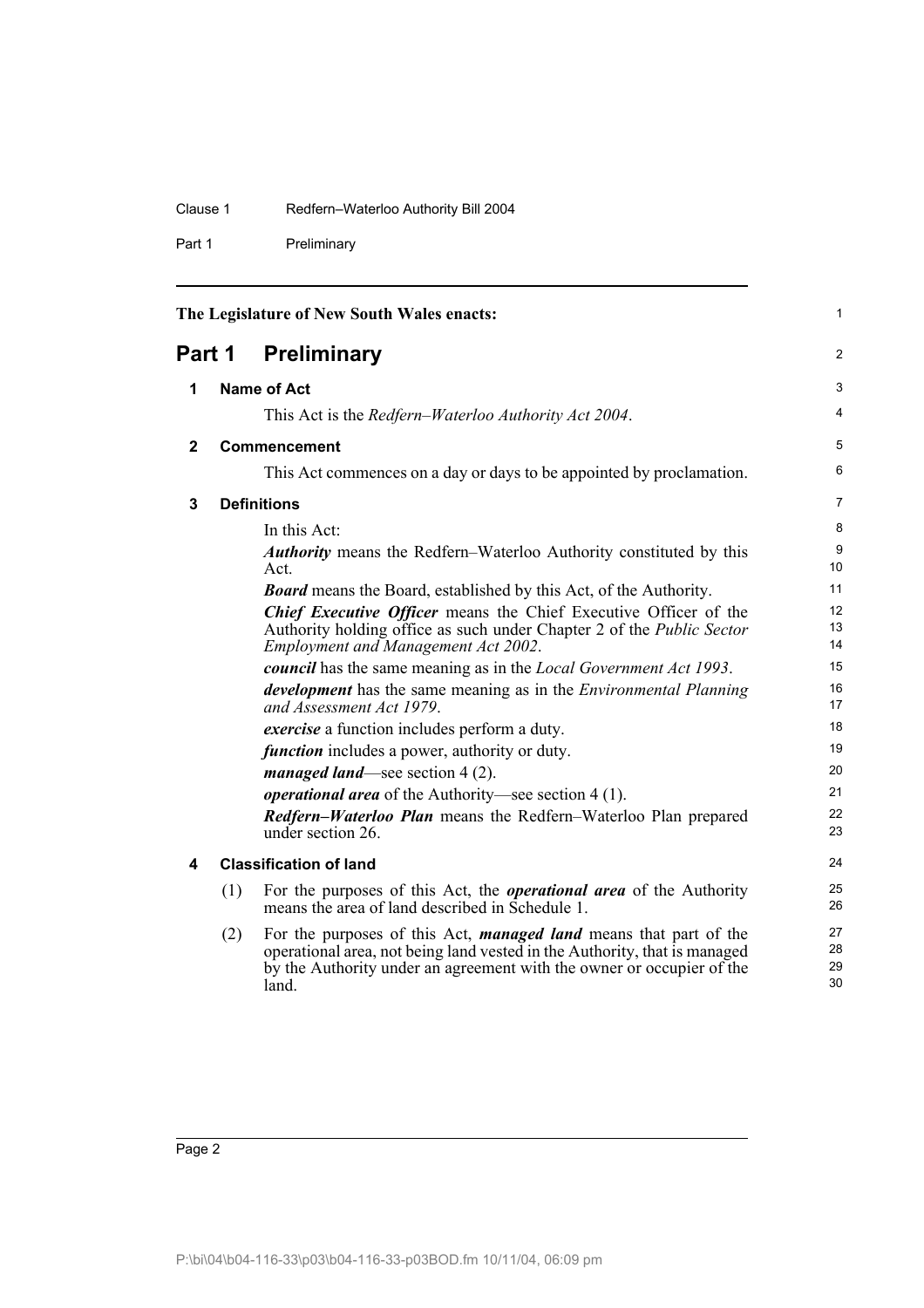The Legislature of New South Wales enacts:

# Part 1 Preliminary

## 1 Name of Act

This Act is the *Redfern–Waterloo Authority Act 2004*.

## 2 Commencement

This Act commences on a day or days to be appointed by proclamation.

## 3 Definitions

In this Act:

***Authority*** means the Redfern–Waterloo Authority constituted by this Act.

***Board*** means the Board, established by this Act, of the Authority.

***Chief Executive Officer*** means the Chief Executive Officer of the Authority holding office as such under Chapter 2 of the *Public Sector Employment and Management Act 2002*.

***council*** has the same meaning as in the *Local Government Act 1993*.

***development*** has the same meaning as in the *Environmental Planning and Assessment Act 1979*.

***exercise*** a function includes perform a duty.

***function*** includes a power, authority or duty.

***managed land***—see section 4 (2).

***operational area*** of the Authority—see section 4 (1).

***Redfern–Waterloo Plan*** means the Redfern–Waterloo Plan prepared under section 26.

## 4 Classification of land

(1) For the purposes of this Act, the ***operational area*** of the Authority means the area of land described in Schedule 1.

(2) For the purposes of this Act, ***managed land*** means that part of the operational area, not being land vested in the Authority, that is managed by the Authority under an agreement with the owner or occupier of the land.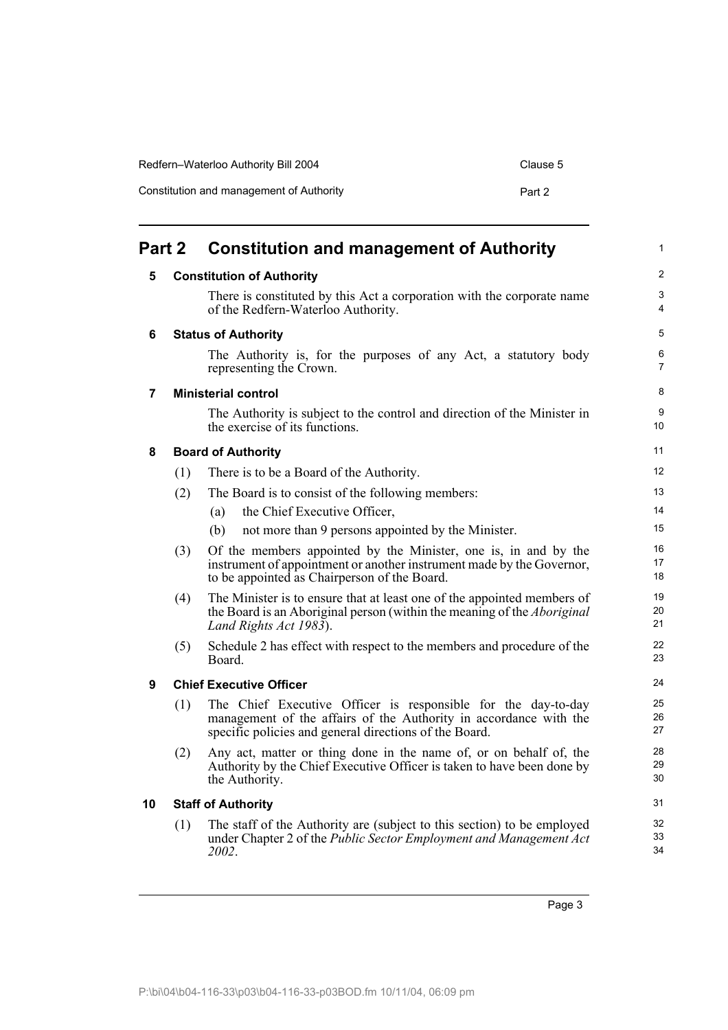# Part 2 Constitution and management of Authority

## 5 Constitution of Authority

There is constituted by this Act a corporation with the corporate name of the Redfern-Waterloo Authority.

## 6 Status of Authority

The Authority is, for the purposes of any Act, a statutory body representing the Crown.

## 7 Ministerial control

The Authority is subject to the control and direction of the Minister in the exercise of its functions.

## 8 Board of Authority

(1) There is to be a Board of the Authority.

(2) The Board is to consist of the following members:

- (a) the Chief Executive Officer,
- (b) not more than 9 persons appointed by the Minister.

(3) Of the members appointed by the Minister, one is, in and by the instrument of appointment or another instrument made by the Governor, to be appointed as Chairperson of the Board.

(4) The Minister is to ensure that at least one of the appointed members of the Board is an Aboriginal person (within the meaning of the *Aboriginal Land Rights Act 1983*).

(5) Schedule 2 has effect with respect to the members and procedure of the Board.

## 9 Chief Executive Officer

(1) The Chief Executive Officer is responsible for the day-to-day management of the affairs of the Authority in accordance with the specific policies and general directions of the Board.

(2) Any act, matter or thing done in the name of, or on behalf of, the Authority by the Chief Executive Officer is taken to have been done by the Authority.

## 10 Staff of Authority

(1) The staff of the Authority are (subject to this section) to be employed under Chapter 2 of the *Public Sector Employment and Management Act 2002*.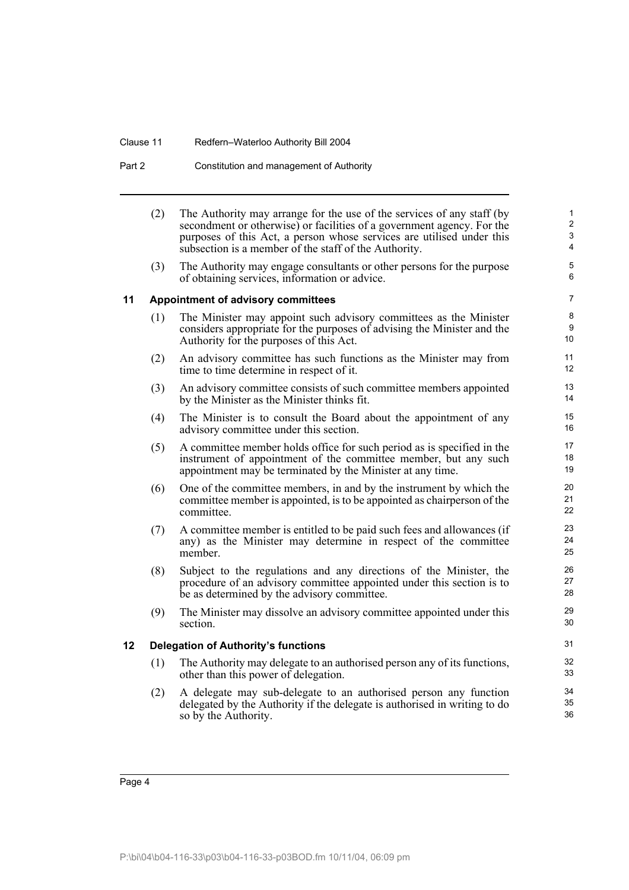(2) The Authority may arrange for the use of the services of any staff (by secondment or otherwise) or facilities of a government agency. For the purposes of this Act, a person whose services are utilised under this subsection is a member of the staff of the Authority.

(3) The Authority may engage consultants or other persons for the purpose of obtaining services, information or advice.

### 11 Appointment of advisory committees

(1) The Minister may appoint such advisory committees as the Minister considers appropriate for the purposes of advising the Minister and the Authority for the purposes of this Act.

(2) An advisory committee has such functions as the Minister may from time to time determine in respect of it.

(3) An advisory committee consists of such committee members appointed by the Minister as the Minister thinks fit.

(4) The Minister is to consult the Board about the appointment of any advisory committee under this section.

(5) A committee member holds office for such period as is specified in the instrument of appointment of the committee member, but any such appointment may be terminated by the Minister at any time.

(6) One of the committee members, in and by the instrument by which the committee member is appointed, is to be appointed as chairperson of the committee.

(7) A committee member is entitled to be paid such fees and allowances (if any) as the Minister may determine in respect of the committee member.

(8) Subject to the regulations and any directions of the Minister, the procedure of an advisory committee appointed under this section is to be as determined by the advisory committee.

(9) The Minister may dissolve an advisory committee appointed under this section.

### 12 Delegation of Authority's functions

(1) The Authority may delegate to an authorised person any of its functions, other than this power of delegation.

(2) A delegate may sub-delegate to an authorised person any function delegated by the Authority if the delegate is authorised in writing to do so by the Authority.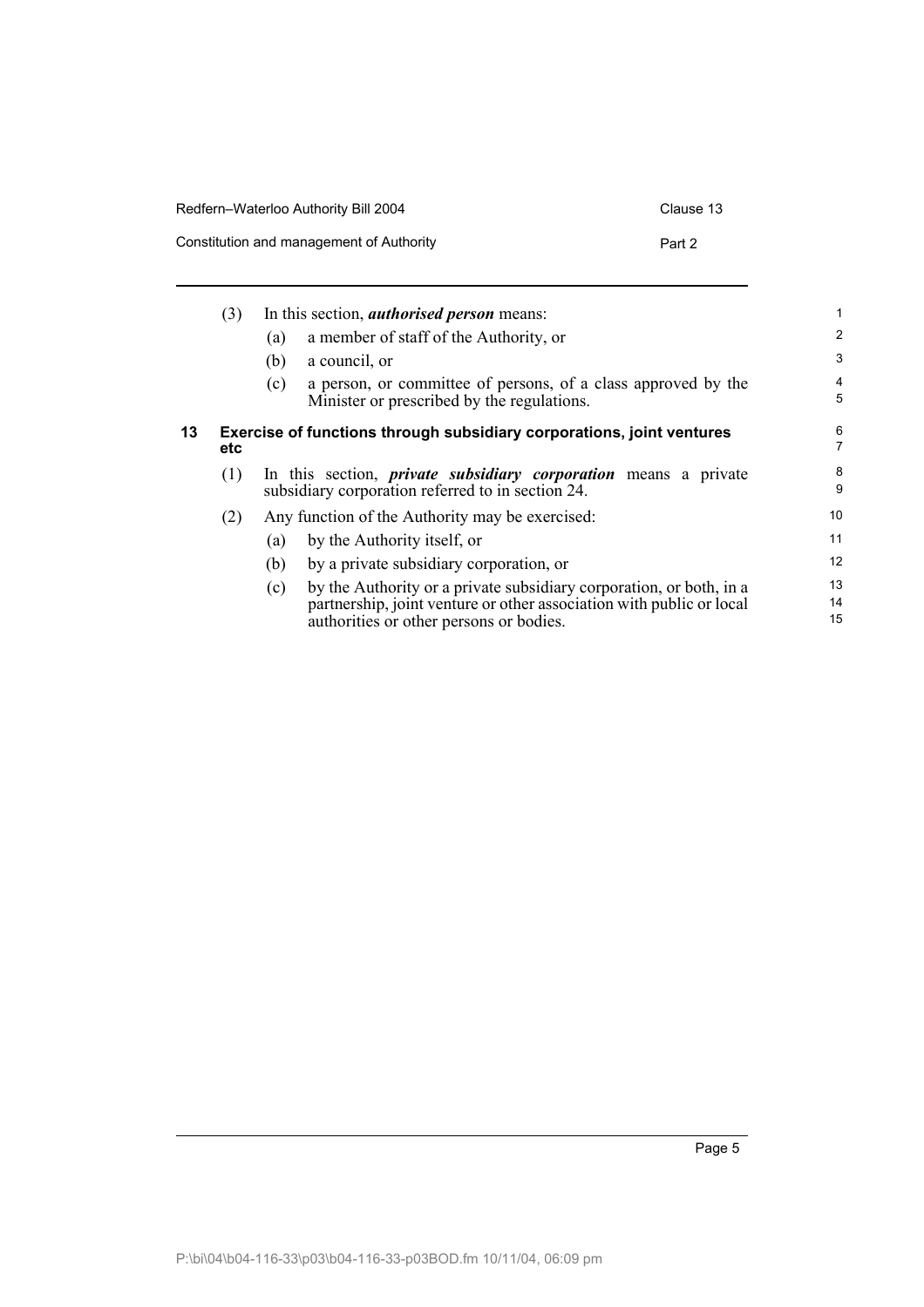(3) In this section, ***authorised person*** means:

(a) a member of staff of the Authority, or

(b) a council, or

(c) a person, or committee of persons, of a class approved by the Minister or prescribed by the regulations.

### 13 Exercise of functions through subsidiary corporations, joint ventures etc

(1) In this section, ***private subsidiary corporation*** means a private subsidiary corporation referred to in section 24.

(2) Any function of the Authority may be exercised:

(a) by the Authority itself, or

(b) by a private subsidiary corporation, or

(c) by the Authority or a private subsidiary corporation, or both, in a partnership, joint venture or other association with public or local authorities or other persons or bodies.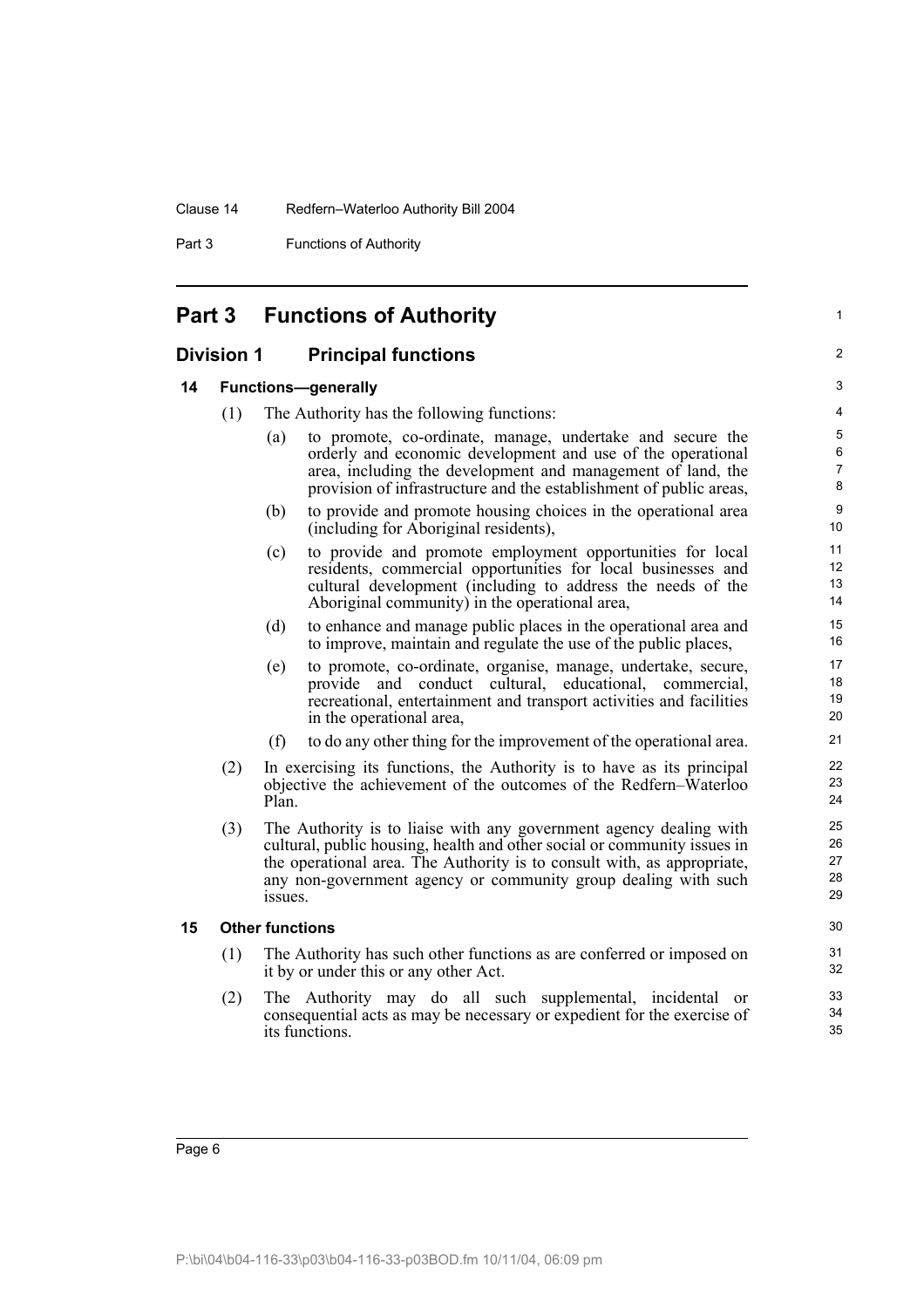## Part 3 Functions of Authority

### Division 1 Principal functions

#### 14 Functions—generally

(1) The Authority has the following functions:

(a) to promote, co-ordinate, manage, undertake and secure the orderly and economic development and use of the operational area, including the development and management of land, the provision of infrastructure and the establishment of public areas,

(b) to provide and promote housing choices in the operational area (including for Aboriginal residents),

(c) to provide and promote employment opportunities for local residents, commercial opportunities for local businesses and cultural development (including to address the needs of the Aboriginal community) in the operational area,

(d) to enhance and manage public places in the operational area and to improve, maintain and regulate the use of the public places,

(e) to promote, co-ordinate, organise, manage, undertake, secure, provide and conduct cultural, educational, commercial, recreational, entertainment and transport activities and facilities in the operational area,

(f) to do any other thing for the improvement of the operational area.

(2) In exercising its functions, the Authority is to have as its principal objective the achievement of the outcomes of the Redfern–Waterloo Plan.

(3) The Authority is to liaise with any government agency dealing with cultural, public housing, health and other social or community issues in the operational area. The Authority is to consult with, as appropriate, any non-government agency or community group dealing with such issues.

#### 15 Other functions

(1) The Authority has such other functions as are conferred or imposed on it by or under this or any other Act.

(2) The Authority may do all such supplemental, incidental or consequential acts as may be necessary or expedient for the exercise of its functions.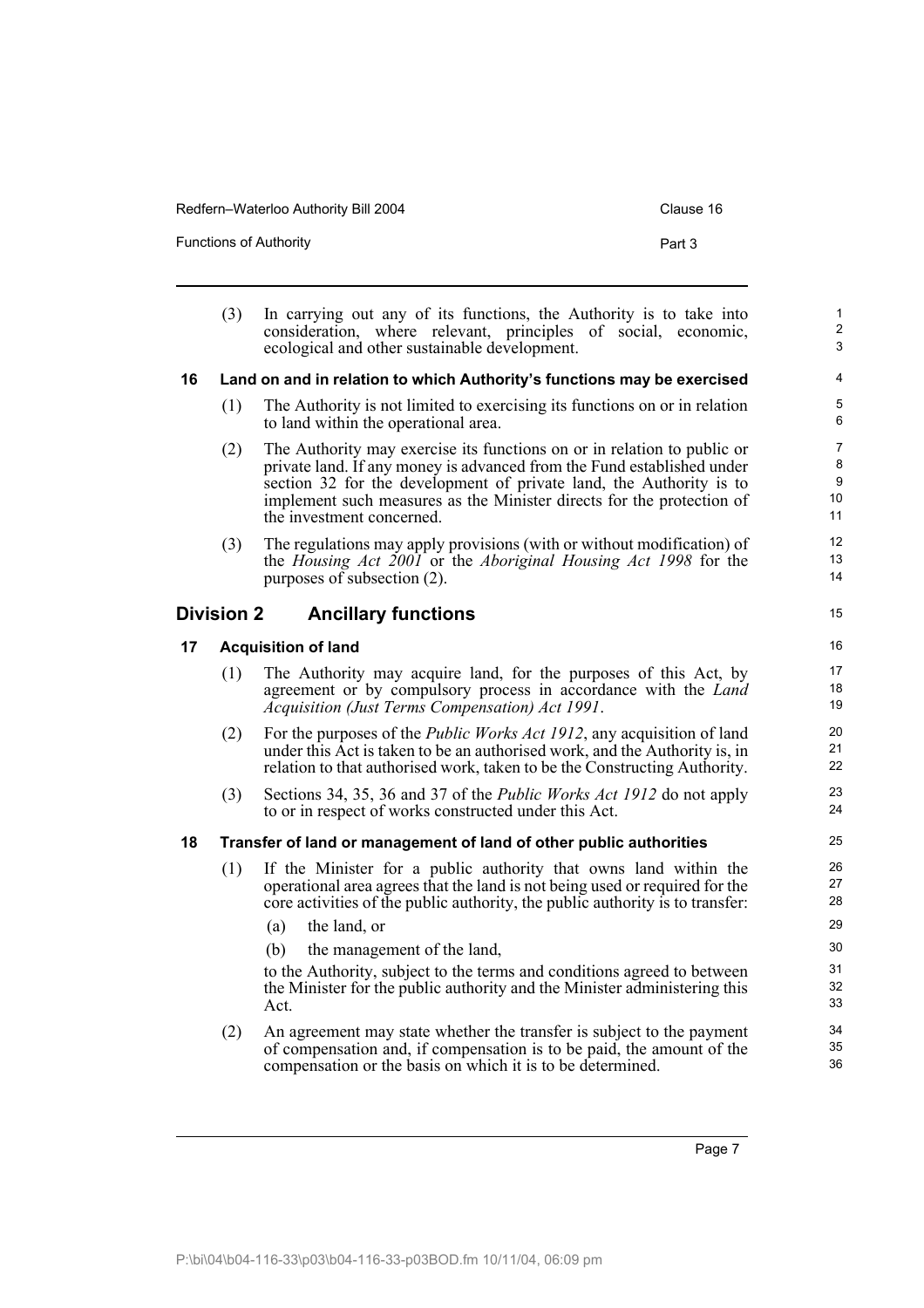(3) In carrying out any of its functions, the Authority is to take into consideration, where relevant, principles of social, economic, ecological and other sustainable development.

### 16 Land on and in relation to which Authority's functions may be exercised

(1) The Authority is not limited to exercising its functions on or in relation to land within the operational area.

(2) The Authority may exercise its functions on or in relation to public or private land. If any money is advanced from the Fund established under section 32 for the development of private land, the Authority is to implement such measures as the Minister directs for the protection of the investment concerned.

(3) The regulations may apply provisions (with or without modification) of the *Housing Act 2001* or the *Aboriginal Housing Act 1998* for the purposes of subsection (2).

## Division 2 Ancillary functions

### 17 Acquisition of land

(1) The Authority may acquire land, for the purposes of this Act, by agreement or by compulsory process in accordance with the *Land Acquisition (Just Terms Compensation) Act 1991*.

(2) For the purposes of the *Public Works Act 1912*, any acquisition of land under this Act is taken to be an authorised work, and the Authority is, in relation to that authorised work, taken to be the Constructing Authority.

(3) Sections 34, 35, 36 and 37 of the *Public Works Act 1912* do not apply to or in respect of works constructed under this Act.

### 18 Transfer of land or management of land of other public authorities

(1) If the Minister for a public authority that owns land within the operational area agrees that the land is not being used or required for the core activities of the public authority, the public authority is to transfer:

(a) the land, or

(b) the management of the land,

to the Authority, subject to the terms and conditions agreed to between the Minister for the public authority and the Minister administering this Act.

(2) An agreement may state whether the transfer is subject to the payment of compensation and, if compensation is to be paid, the amount of the compensation or the basis on which it is to be determined.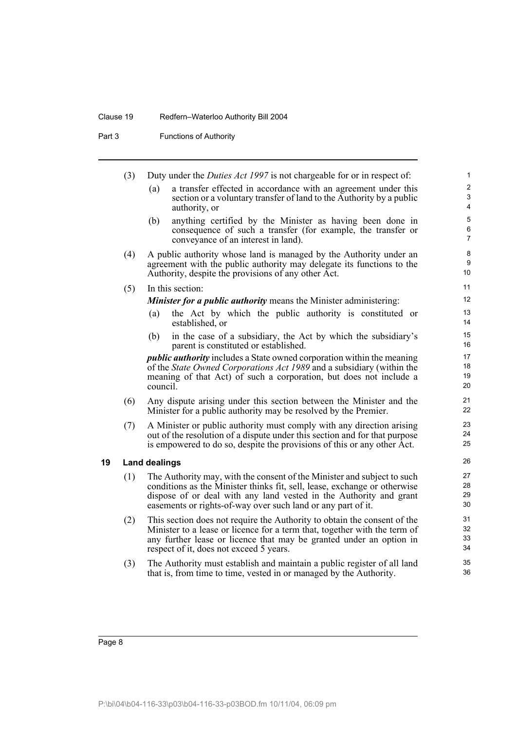(3) Duty under the *Duties Act 1997* is not chargeable for or in respect of:

   (a) a transfer effected in accordance with an agreement under this section or a voluntary transfer of land to the Authority by a public authority, or

   (b) anything certified by the Minister as having been done in consequence of such a transfer (for example, the transfer or conveyance of an interest in land).

(4) A public authority whose land is managed by the Authority under an agreement with the public authority may delegate its functions to the Authority, despite the provisions of any other Act.

(5) In this section:

   ***Minister for a public authority*** means the Minister administering:

   (a) the Act by which the public authority is constituted or established, or

   (b) in the case of a subsidiary, the Act by which the subsidiary's parent is constituted or established.

   ***public authority*** includes a State owned corporation within the meaning of the *State Owned Corporations Act 1989* and a subsidiary (within the meaning of that Act) of such a corporation, but does not include a council.

(6) Any dispute arising under this section between the Minister and the Minister for a public authority may be resolved by the Premier.

(7) A Minister or public authority must comply with any direction arising out of the resolution of a dispute under this section and for that purpose is empowered to do so, despite the provisions of this or any other Act.

## 19 Land dealings

(1) The Authority may, with the consent of the Minister and subject to such conditions as the Minister thinks fit, sell, lease, exchange or otherwise dispose of or deal with any land vested in the Authority and grant easements or rights-of-way over such land or any part of it.

(2) This section does not require the Authority to obtain the consent of the Minister to a lease or licence for a term that, together with the term of any further lease or licence that may be granted under an option in respect of it, does not exceed 5 years.

(3) The Authority must establish and maintain a public register of all land that is, from time to time, vested in or managed by the Authority.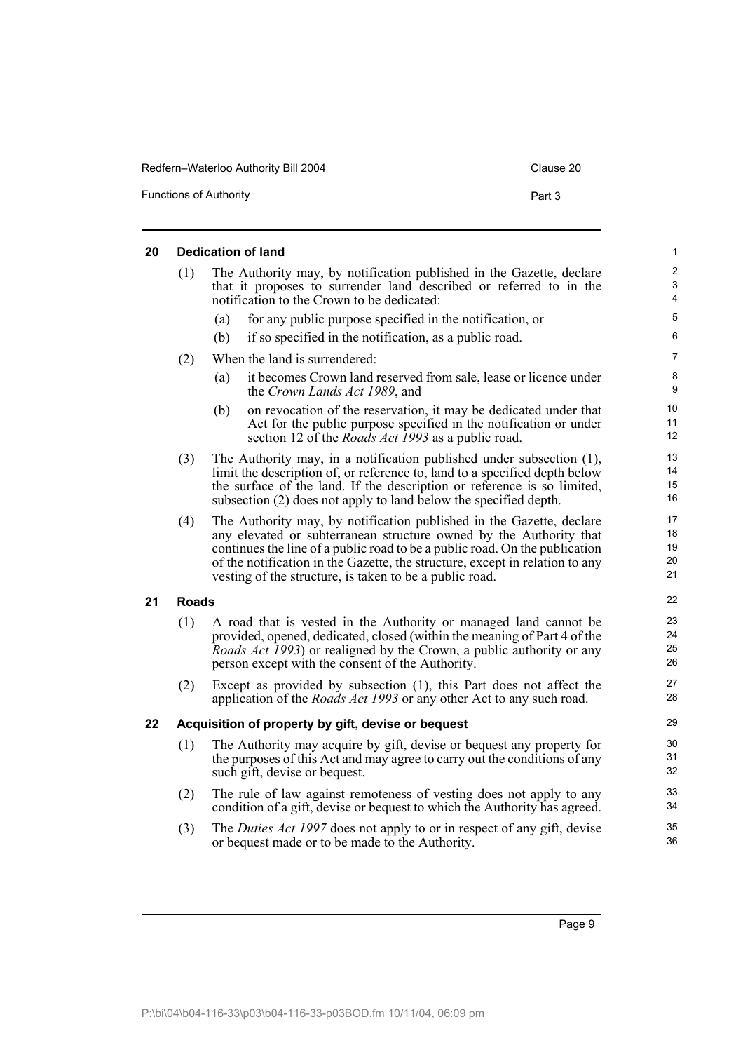## 20 Dedication of land

(1) The Authority may, by notification published in the Gazette, declare that it proposes to surrender land described or referred to in the notification to the Crown to be dedicated:

(a) for any public purpose specified in the notification, or

(b) if so specified in the notification, as a public road.

(2) When the land is surrendered:

(a) it becomes Crown land reserved from sale, lease or licence under the *Crown Lands Act 1989*, and

(b) on revocation of the reservation, it may be dedicated under that Act for the public purpose specified in the notification or under section 12 of the *Roads Act 1993* as a public road.

(3) The Authority may, in a notification published under subsection (1), limit the description of, or reference to, land to a specified depth below the surface of the land. If the description or reference is so limited, subsection (2) does not apply to land below the specified depth.

(4) The Authority may, by notification published in the Gazette, declare any elevated or subterranean structure owned by the Authority that continues the line of a public road to be a public road. On the publication of the notification in the Gazette, the structure, except in relation to any vesting of the structure, is taken to be a public road.

## 21 Roads

(1) A road that is vested in the Authority or managed land cannot be provided, opened, dedicated, closed (within the meaning of Part 4 of the *Roads Act 1993*) or realigned by the Crown, a public authority or any person except with the consent of the Authority.

(2) Except as provided by subsection (1), this Part does not affect the application of the *Roads Act 1993* or any other Act to any such road.

## 22 Acquisition of property by gift, devise or bequest

(1) The Authority may acquire by gift, devise or bequest any property for the purposes of this Act and may agree to carry out the conditions of any such gift, devise or bequest.

(2) The rule of law against remoteness of vesting does not apply to any condition of a gift, devise or bequest to which the Authority has agreed.

(3) The *Duties Act 1997* does not apply to or in respect of any gift, devise or bequest made or to be made to the Authority.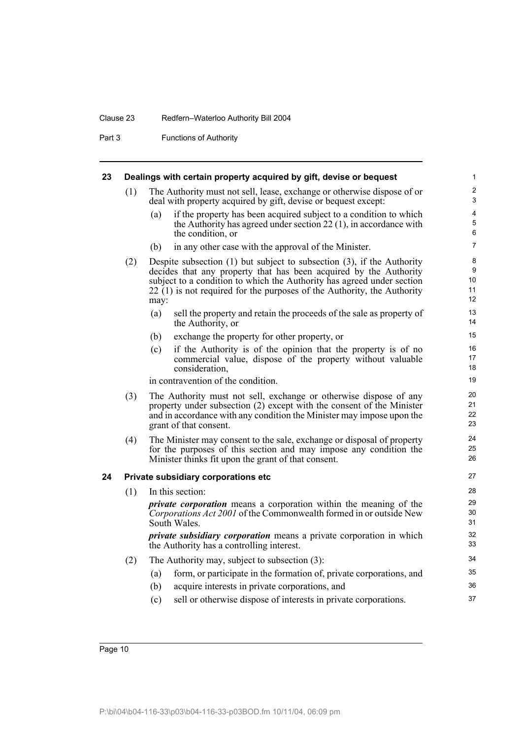### 23 Dealings with certain property acquired by gift, devise or bequest

(1) The Authority must not sell, lease, exchange or otherwise dispose of or deal with property acquired by gift, devise or bequest except:

- (a) if the property has been acquired subject to a condition to which the Authority has agreed under section 22 (1), in accordance with the condition, or
- (b) in any other case with the approval of the Minister.

(2) Despite subsection (1) but subject to subsection (3), if the Authority decides that any property that has been acquired by the Authority subject to a condition to which the Authority has agreed under section 22 (1) is not required for the purposes of the Authority, the Authority may:

- (a) sell the property and retain the proceeds of the sale as property of the Authority, or
- (b) exchange the property for other property, or
- (c) if the Authority is of the opinion that the property is of no commercial value, dispose of the property without valuable consideration,

in contravention of the condition.

(3) The Authority must not sell, exchange or otherwise dispose of any property under subsection (2) except with the consent of the Minister and in accordance with any condition the Minister may impose upon the grant of that consent.

(4) The Minister may consent to the sale, exchange or disposal of property for the purposes of this section and may impose any condition the Minister thinks fit upon the grant of that consent.

### 24 Private subsidiary corporations etc

(1) In this section:

***private corporation*** means a corporation within the meaning of the *Corporations Act 2001* of the Commonwealth formed in or outside New South Wales.

***private subsidiary corporation*** means a private corporation in which the Authority has a controlling interest.

(2) The Authority may, subject to subsection (3):

- (a) form, or participate in the formation of, private corporations, and
- (b) acquire interests in private corporations, and
- (c) sell or otherwise dispose of interests in private corporations.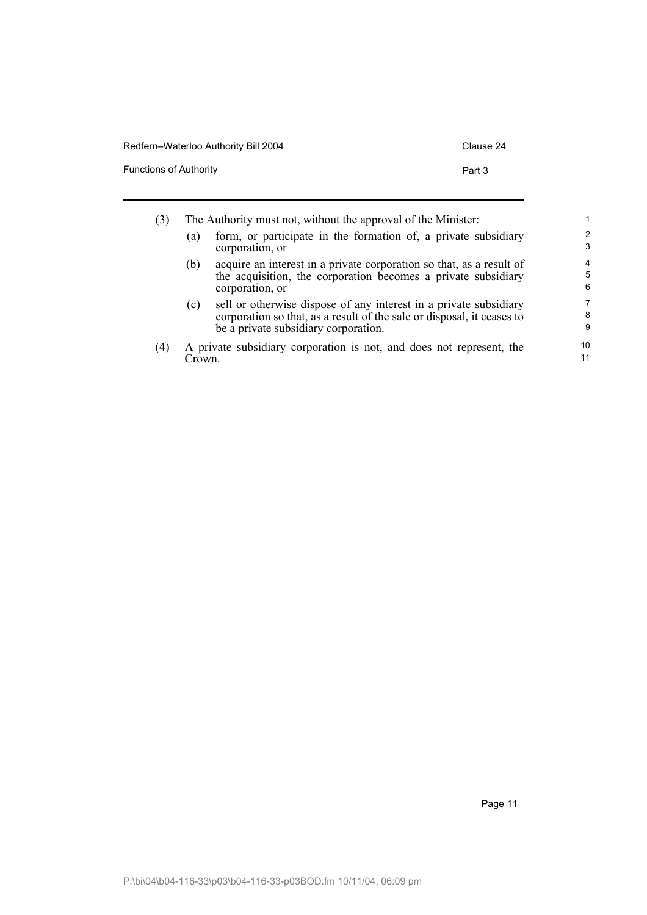(3) The Authority must not, without the approval of the Minister:

- (a) form, or participate in the formation of, a private subsidiary corporation, or
- (b) acquire an interest in a private corporation so that, as a result of the acquisition, the corporation becomes a private subsidiary corporation, or
- (c) sell or otherwise dispose of any interest in a private subsidiary corporation so that, as a result of the sale or disposal, it ceases to be a private subsidiary corporation.

(4) A private subsidiary corporation is not, and does not represent, the Crown.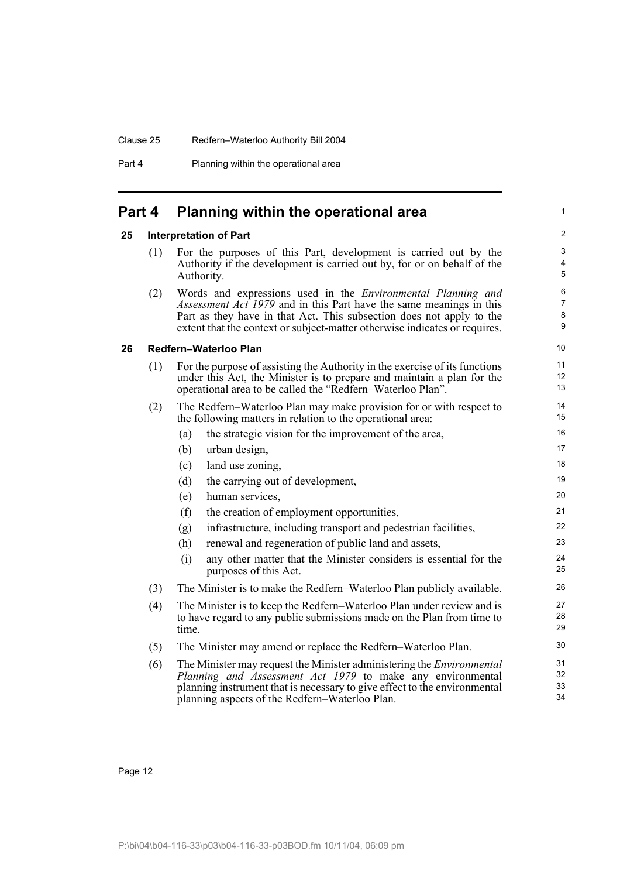## Part 4 Planning within the operational area

### 25 Interpretation of Part

(1) For the purposes of this Part, development is carried out by the Authority if the development is carried out by, for or on behalf of the Authority.

(2) Words and expressions used in the *Environmental Planning and Assessment Act 1979* and in this Part have the same meanings in this Part as they have in that Act. This subsection does not apply to the extent that the context or subject-matter otherwise indicates or requires.

### 26 Redfern–Waterloo Plan

(1) For the purpose of assisting the Authority in the exercise of its functions under this Act, the Minister is to prepare and maintain a plan for the operational area to be called the "Redfern–Waterloo Plan".

(2) The Redfern–Waterloo Plan may make provision for or with respect to the following matters in relation to the operational area:

- (a) the strategic vision for the improvement of the area,
- (b) urban design,
- (c) land use zoning,
- (d) the carrying out of development,
- (e) human services,
- (f) the creation of employment opportunities,
- (g) infrastructure, including transport and pedestrian facilities,
- (h) renewal and regeneration of public land and assets,
- (i) any other matter that the Minister considers is essential for the purposes of this Act.

(3) The Minister is to make the Redfern–Waterloo Plan publicly available.

(4) The Minister is to keep the Redfern–Waterloo Plan under review and is to have regard to any public submissions made on the Plan from time to time.

(5) The Minister may amend or replace the Redfern–Waterloo Plan.

(6) The Minister may request the Minister administering the *Environmental Planning and Assessment Act 1979* to make any environmental planning instrument that is necessary to give effect to the environmental planning aspects of the Redfern–Waterloo Plan.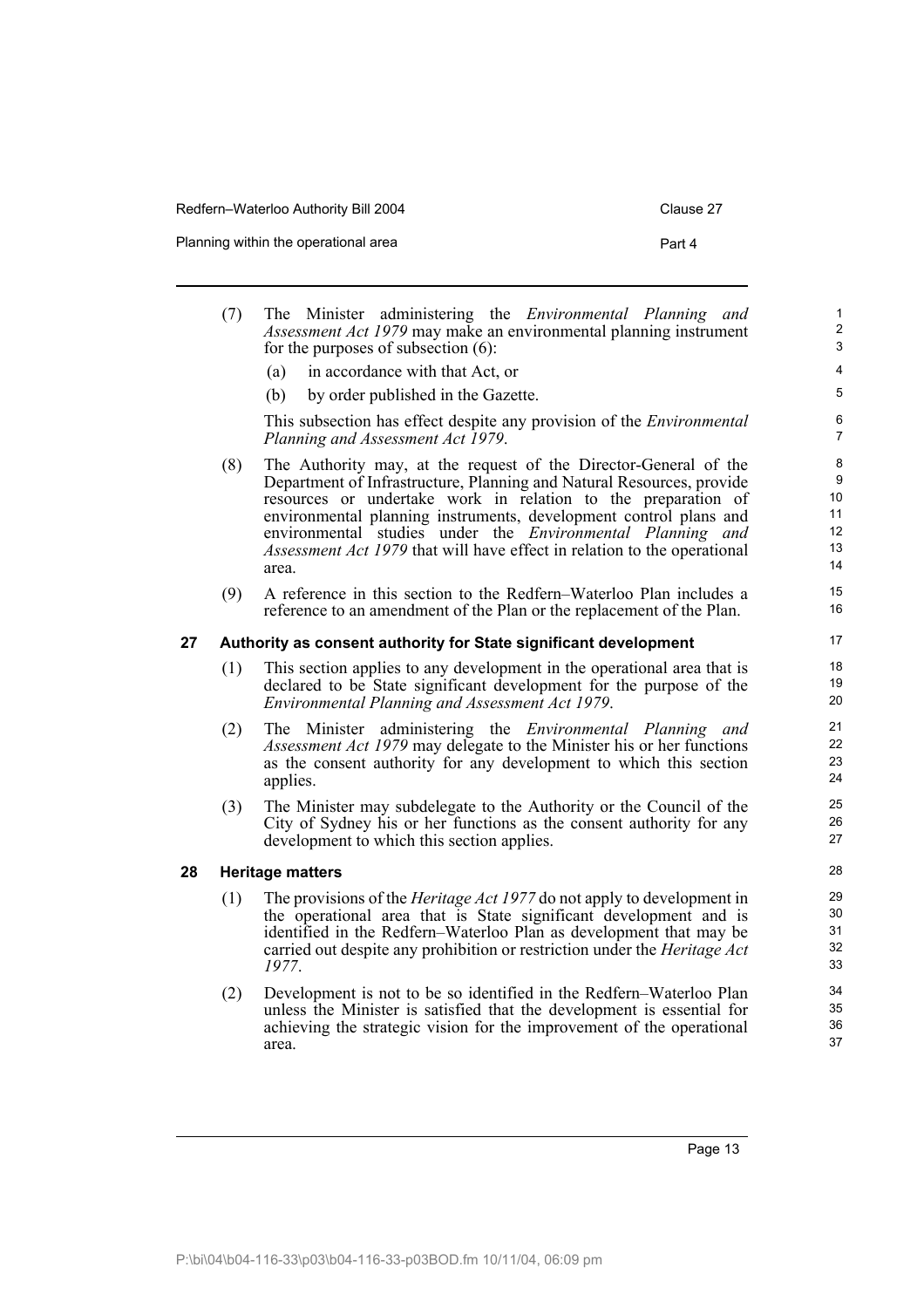(7) The Minister administering the *Environmental Planning and Assessment Act 1979* may make an environmental planning instrument for the purposes of subsection (6):

(a) in accordance with that Act, or

(b) by order published in the Gazette.

This subsection has effect despite any provision of the *Environmental Planning and Assessment Act 1979*.

(8) The Authority may, at the request of the Director-General of the Department of Infrastructure, Planning and Natural Resources, provide resources or undertake work in relation to the preparation of environmental planning instruments, development control plans and environmental studies under the *Environmental Planning and Assessment Act 1979* that will have effect in relation to the operational area.

(9) A reference in this section to the Redfern–Waterloo Plan includes a reference to an amendment of the Plan or the replacement of the Plan.

## 27 Authority as consent authority for State significant development

(1) This section applies to any development in the operational area that is declared to be State significant development for the purpose of the *Environmental Planning and Assessment Act 1979*.

(2) The Minister administering the *Environmental Planning and Assessment Act 1979* may delegate to the Minister his or her functions as the consent authority for any development to which this section applies.

(3) The Minister may subdelegate to the Authority or the Council of the City of Sydney his or her functions as the consent authority for any development to which this section applies.

## 28 Heritage matters

(1) The provisions of the *Heritage Act 1977* do not apply to development in the operational area that is State significant development and is identified in the Redfern–Waterloo Plan as development that may be carried out despite any prohibition or restriction under the *Heritage Act 1977*.

(2) Development is not to be so identified in the Redfern–Waterloo Plan unless the Minister is satisfied that the development is essential for achieving the strategic vision for the improvement of the operational area.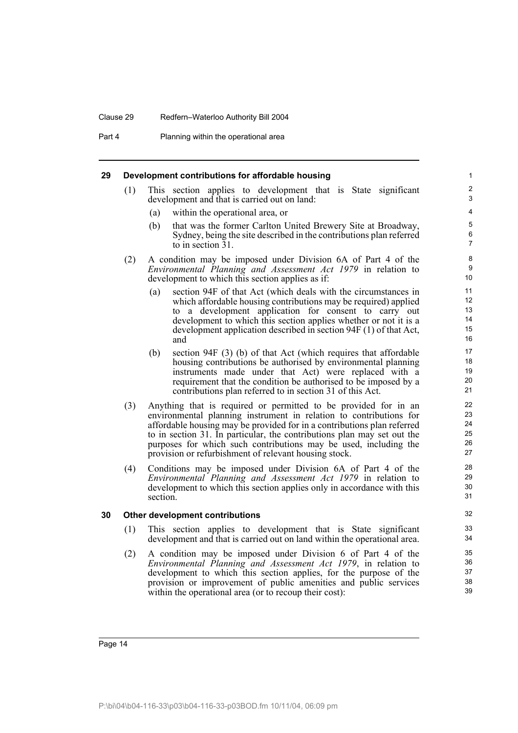## 29 Development contributions for affordable housing

(1) This section applies to development that is State significant development and that is carried out on land:

(a) within the operational area, or

(b) that was the former Carlton United Brewery Site at Broadway, Sydney, being the site described in the contributions plan referred to in section 31.

(2) A condition may be imposed under Division 6A of Part 4 of the *Environmental Planning and Assessment Act 1979* in relation to development to which this section applies as if:

(a) section 94F of that Act (which deals with the circumstances in which affordable housing contributions may be required) applied to a development application for consent to carry out development to which this section applies whether or not it is a development application described in section 94F (1) of that Act, and

(b) section 94F (3) (b) of that Act (which requires that affordable housing contributions be authorised by environmental planning instruments made under that Act) were replaced with a requirement that the condition be authorised to be imposed by a contributions plan referred to in section 31 of this Act.

(3) Anything that is required or permitted to be provided for in an environmental planning instrument in relation to contributions for affordable housing may be provided for in a contributions plan referred to in section 31. In particular, the contributions plan may set out the purposes for which such contributions may be used, including the provision or refurbishment of relevant housing stock.

(4) Conditions may be imposed under Division 6A of Part 4 of the *Environmental Planning and Assessment Act 1979* in relation to development to which this section applies only in accordance with this section.

## 30 Other development contributions

(1) This section applies to development that is State significant development and that is carried out on land within the operational area.

(2) A condition may be imposed under Division 6 of Part 4 of the *Environmental Planning and Assessment Act 1979*, in relation to development to which this section applies, for the purpose of the provision or improvement of public amenities and public services within the operational area (or to recoup their cost):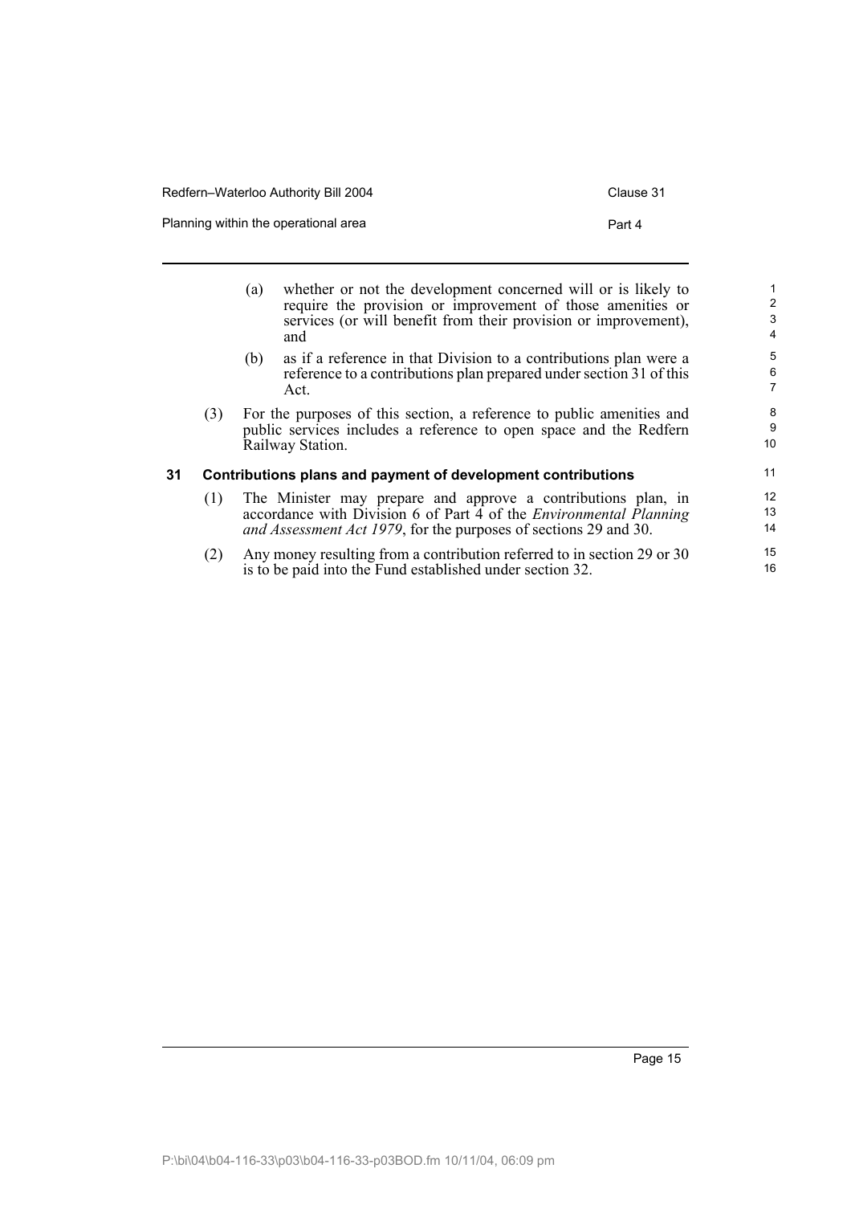(a) whether or not the development concerned will or is likely to require the provision or improvement of those amenities or services (or will benefit from their provision or improvement), and

(b) as if a reference in that Division to a contributions plan were a reference to a contributions plan prepared under section 31 of this Act.

(3) For the purposes of this section, a reference to public amenities and public services includes a reference to open space and the Redfern Railway Station.

### 31 Contributions plans and payment of development contributions

(1) The Minister may prepare and approve a contributions plan, in accordance with Division 6 of Part 4 of the *Environmental Planning and Assessment Act 1979*, for the purposes of sections 29 and 30.

(2) Any money resulting from a contribution referred to in section 29 or 30 is to be paid into the Fund established under section 32.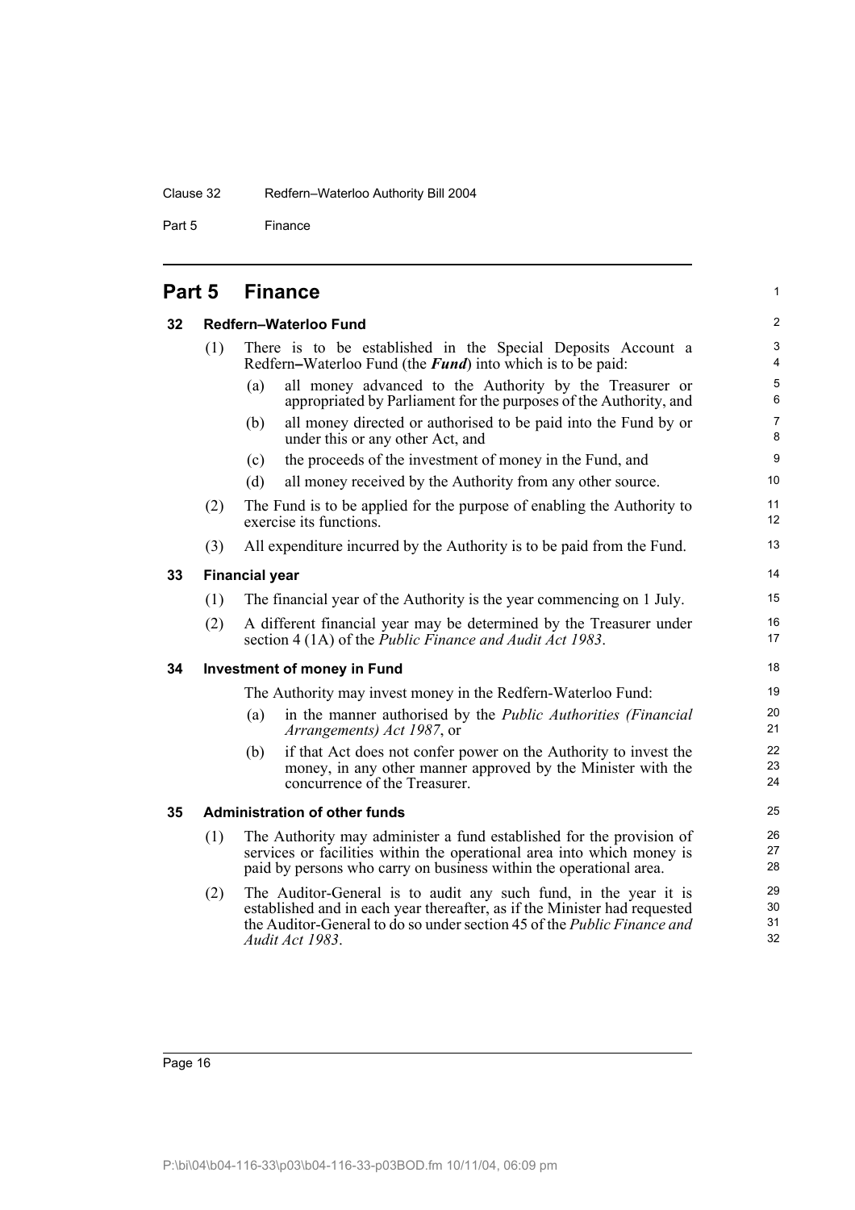# Part 5 Finance

## 32 Redfern–Waterloo Fund

(1) There is to be established in the Special Deposits Account a Redfern–Waterloo Fund (the ***Fund***) into which is to be paid:

- (a) all money advanced to the Authority by the Treasurer or appropriated by Parliament for the purposes of the Authority, and
- (b) all money directed or authorised to be paid into the Fund by or under this or any other Act, and
- (c) the proceeds of the investment of money in the Fund, and
- (d) all money received by the Authority from any other source.

(2) The Fund is to be applied for the purpose of enabling the Authority to exercise its functions.

(3) All expenditure incurred by the Authority is to be paid from the Fund.

## 33 Financial year

(1) The financial year of the Authority is the year commencing on 1 July.

(2) A different financial year may be determined by the Treasurer under section 4 (1A) of the *Public Finance and Audit Act 1983*.

## 34 Investment of money in Fund

The Authority may invest money in the Redfern-Waterloo Fund:

- (a) in the manner authorised by the *Public Authorities (Financial Arrangements) Act 1987*, or
- (b) if that Act does not confer power on the Authority to invest the money, in any other manner approved by the Minister with the concurrence of the Treasurer.

## 35 Administration of other funds

(1) The Authority may administer a fund established for the provision of services or facilities within the operational area into which money is paid by persons who carry on business within the operational area.

(2) The Auditor-General is to audit any such fund, in the year it is established and in each year thereafter, as if the Minister had requested the Auditor-General to do so under section 45 of the *Public Finance and Audit Act 1983*.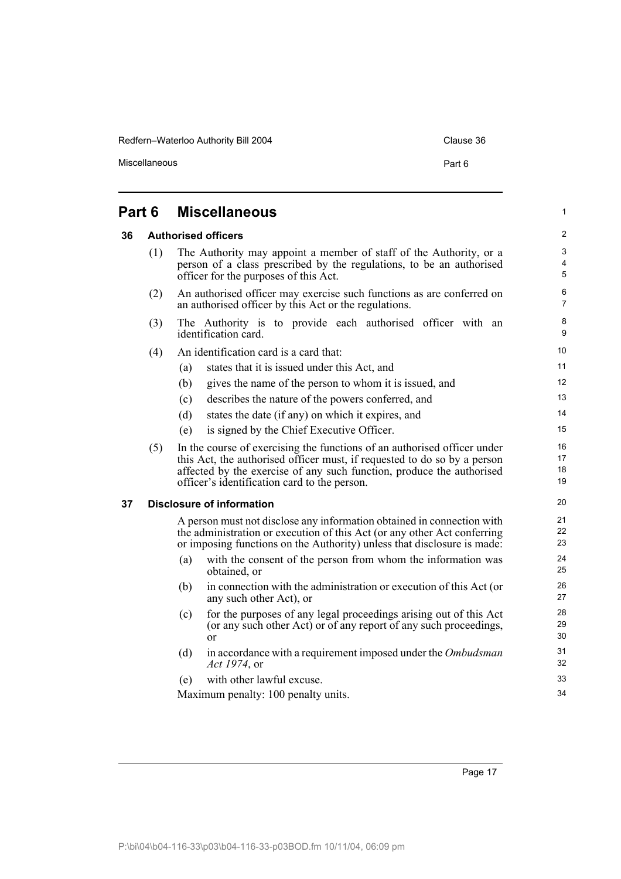## Part 6 Miscellaneous

### 36 Authorised officers

(1) The Authority may appoint a member of staff of the Authority, or a person of a class prescribed by the regulations, to be an authorised officer for the purposes of this Act.

(2) An authorised officer may exercise such functions as are conferred on an authorised officer by this Act or the regulations.

(3) The Authority is to provide each authorised officer with an identification card.

(4) An identification card is a card that:

- (a) states that it is issued under this Act, and
- (b) gives the name of the person to whom it is issued, and
- (c) describes the nature of the powers conferred, and
- (d) states the date (if any) on which it expires, and
- (e) is signed by the Chief Executive Officer.

(5) In the course of exercising the functions of an authorised officer under this Act, the authorised officer must, if requested to do so by a person affected by the exercise of any such function, produce the authorised officer's identification card to the person.

### 37 Disclosure of information

A person must not disclose any information obtained in connection with the administration or execution of this Act (or any other Act conferring or imposing functions on the Authority) unless that disclosure is made:

- (a) with the consent of the person from whom the information was obtained, or
- (b) in connection with the administration or execution of this Act (or any such other Act), or
- (c) for the purposes of any legal proceedings arising out of this Act (or any such other Act) or of any report of any such proceedings, or
- (d) in accordance with a requirement imposed under the *Ombudsman Act 1974*, or
- (e) with other lawful excuse.

Maximum penalty: 100 penalty units.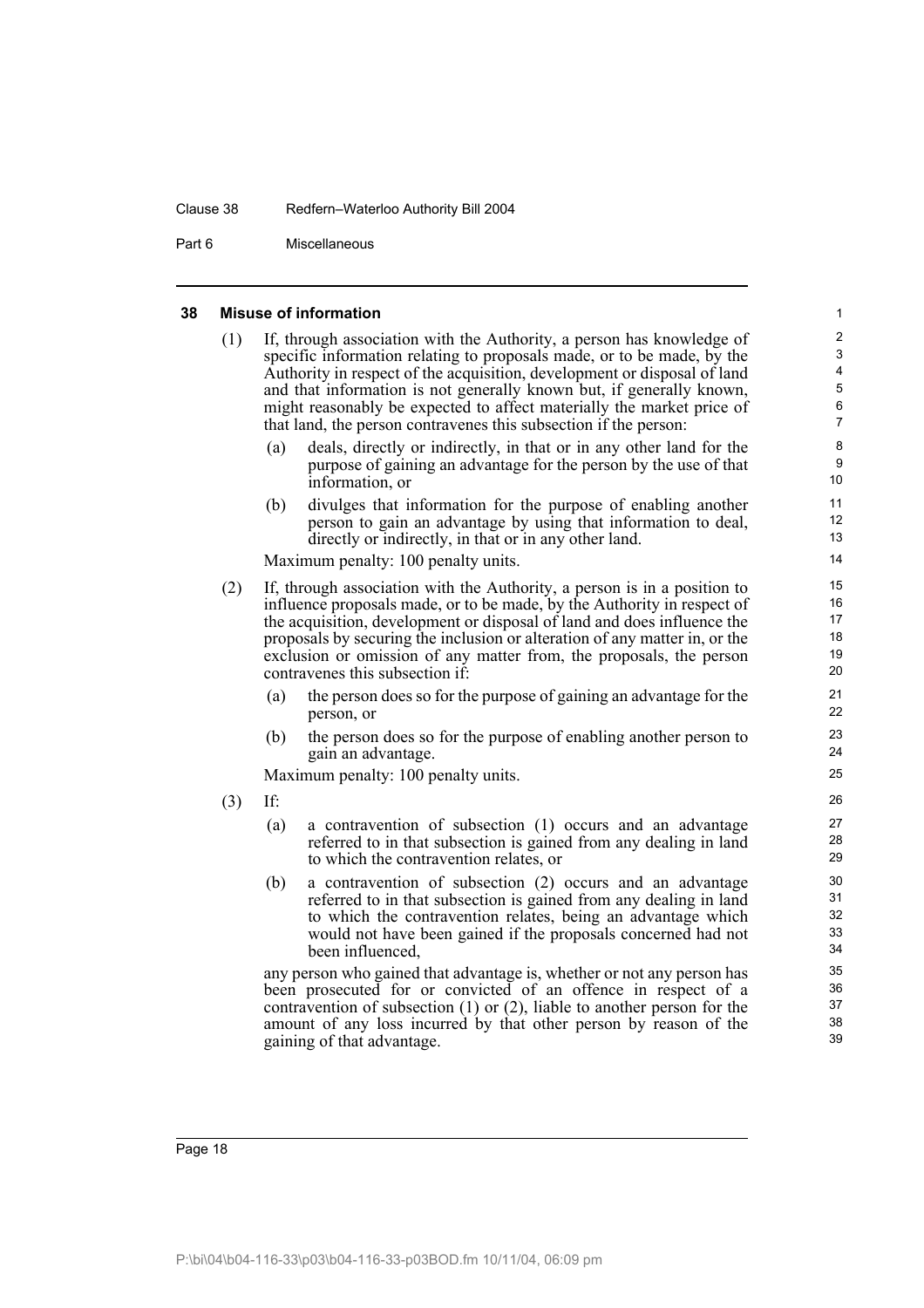### 38 Misuse of information

(1) If, through association with the Authority, a person has knowledge of specific information relating to proposals made, or to be made, by the Authority in respect of the acquisition, development or disposal of land and that information is not generally known but, if generally known, might reasonably be expected to affect materially the market price of that land, the person contravenes this subsection if the person:

- (a) deals, directly or indirectly, in that or in any other land for the purpose of gaining an advantage for the person by the use of that information, or
- (b) divulges that information for the purpose of enabling another person to gain an advantage by using that information to deal, directly or indirectly, in that or in any other land.

Maximum penalty: 100 penalty units.

(2) If, through association with the Authority, a person is in a position to influence proposals made, or to be made, by the Authority in respect of the acquisition, development or disposal of land and does influence the proposals by securing the inclusion or alteration of any matter in, or the exclusion or omission of any matter from, the proposals, the person contravenes this subsection if:

- (a) the person does so for the purpose of gaining an advantage for the person, or
- (b) the person does so for the purpose of enabling another person to gain an advantage.

Maximum penalty: 100 penalty units.

(3) If:

- (a) a contravention of subsection (1) occurs and an advantage referred to in that subsection is gained from any dealing in land to which the contravention relates, or
- (b) a contravention of subsection (2) occurs and an advantage referred to in that subsection is gained from any dealing in land to which the contravention relates, being an advantage which would not have been gained if the proposals concerned had not been influenced,

any person who gained that advantage is, whether or not any person has been prosecuted for or convicted of an offence in respect of a contravention of subsection (1) or (2), liable to another person for the amount of any loss incurred by that other person by reason of the gaining of that advantage.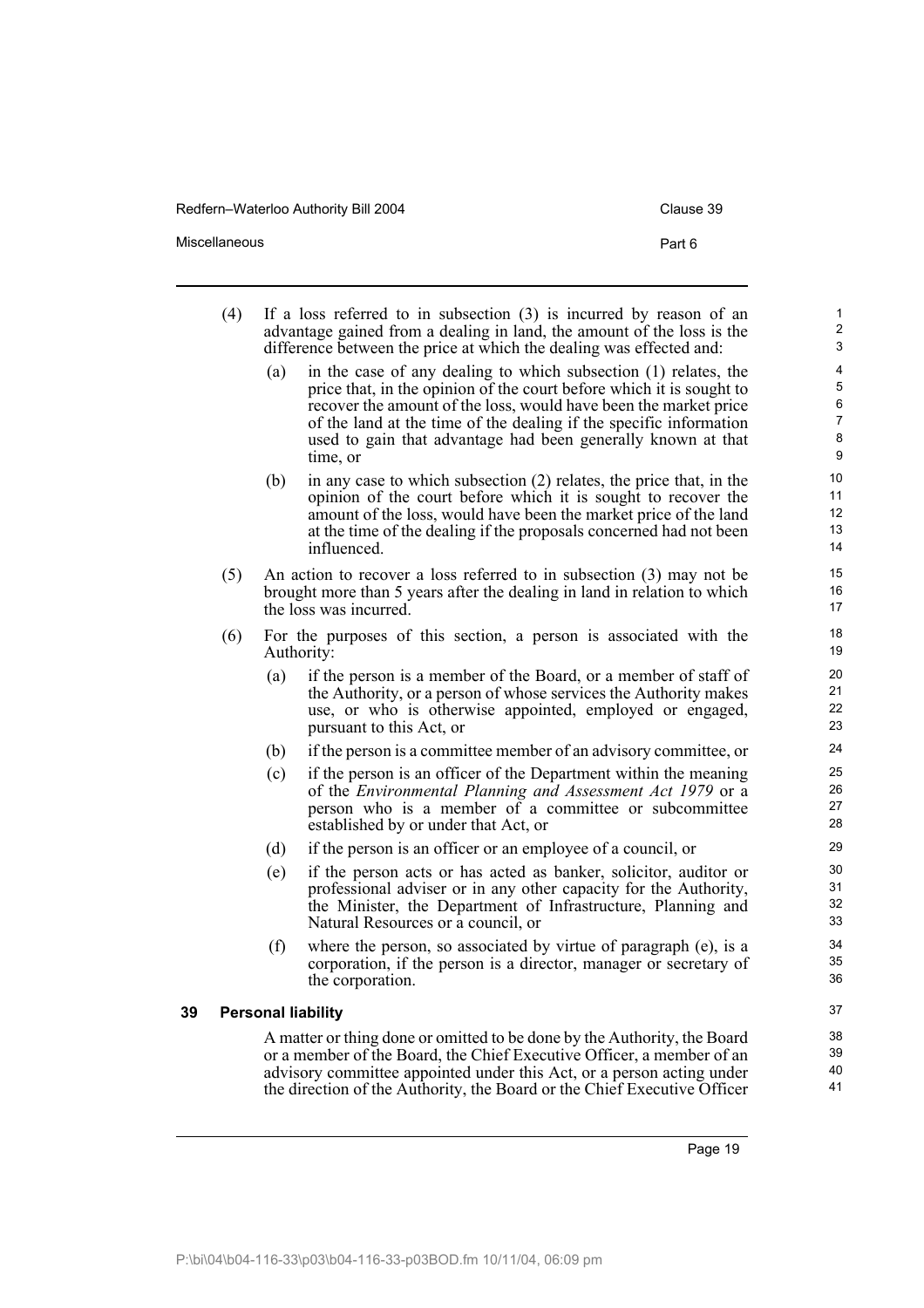(4) If a loss referred to in subsection (3) is incurred by reason of an advantage gained from a dealing in land, the amount of the loss is the difference between the price at which the dealing was effected and:

- (a) in the case of any dealing to which subsection (1) relates, the price that, in the opinion of the court before which it is sought to recover the amount of the loss, would have been the market price of the land at the time of the dealing if the specific information used to gain that advantage had been generally known at that time, or
- (b) in any case to which subsection (2) relates, the price that, in the opinion of the court before which it is sought to recover the amount of the loss, would have been the market price of the land at the time of the dealing if the proposals concerned had not been influenced.

(5) An action to recover a loss referred to in subsection (3) may not be brought more than 5 years after the dealing in land in relation to which the loss was incurred.

(6) For the purposes of this section, a person is associated with the Authority:

- (a) if the person is a member of the Board, or a member of staff of the Authority, or a person of whose services the Authority makes use, or who is otherwise appointed, employed or engaged, pursuant to this Act, or
- (b) if the person is a committee member of an advisory committee, or
- (c) if the person is an officer of the Department within the meaning of the *Environmental Planning and Assessment Act 1979* or a person who is a member of a committee or subcommittee established by or under that Act, or
- (d) if the person is an officer or an employee of a council, or
- (e) if the person acts or has acted as banker, solicitor, auditor or professional adviser or in any other capacity for the Authority, the Minister, the Department of Infrastructure, Planning and Natural Resources or a council, or
- (f) where the person, so associated by virtue of paragraph (e), is a corporation, if the person is a director, manager or secretary of the corporation.

## 39 Personal liability

A matter or thing done or omitted to be done by the Authority, the Board or a member of the Board, the Chief Executive Officer, a member of an advisory committee appointed under this Act, or a person acting under the direction of the Authority, the Board or the Chief Executive Officer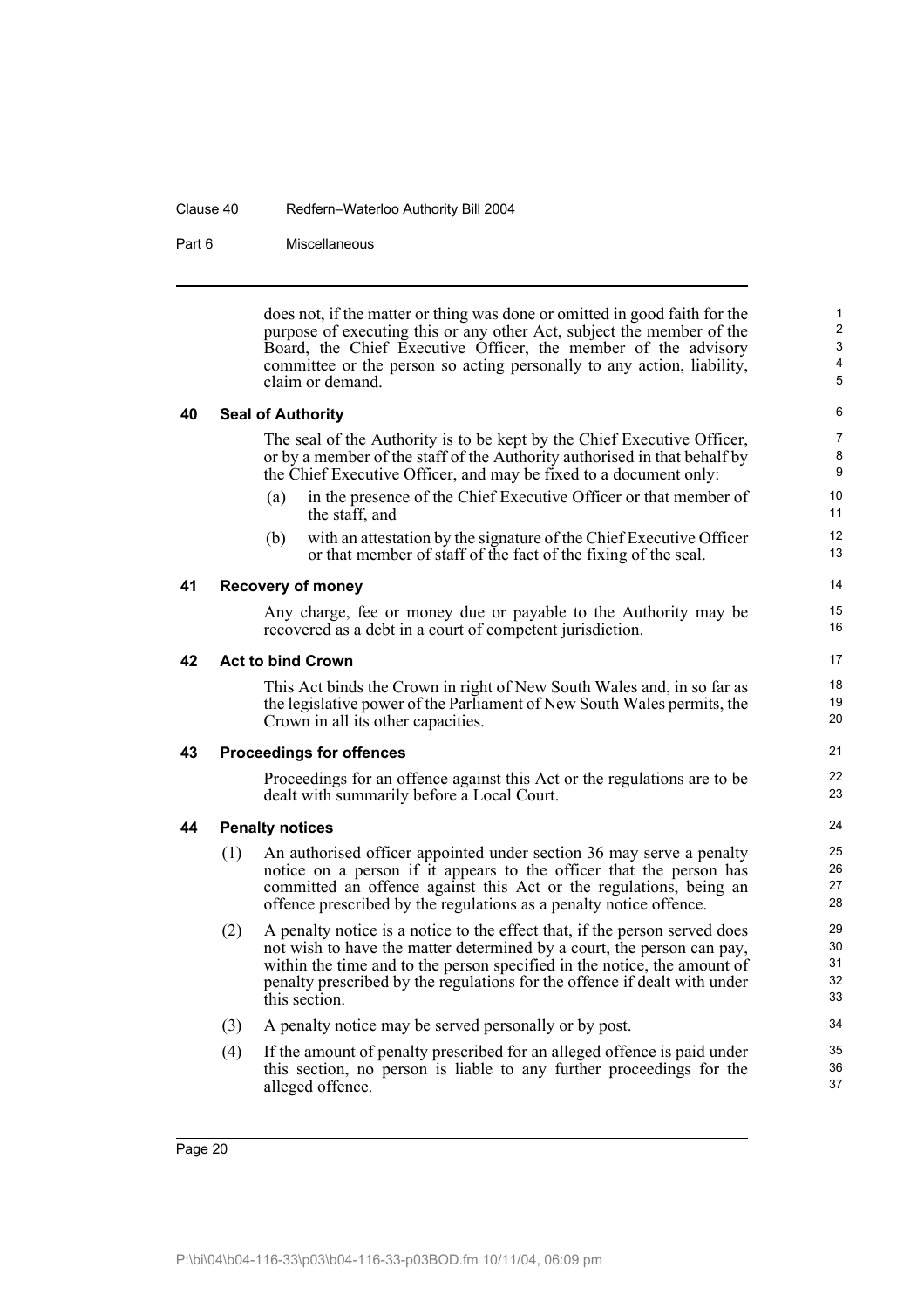does not, if the matter or thing was done or omitted in good faith for the purpose of executing this or any other Act, subject the member of the Board, the Chief Executive Officer, the member of the advisory committee or the person so acting personally to any action, liability, claim or demand.

### 40 Seal of Authority

The seal of the Authority is to be kept by the Chief Executive Officer, or by a member of the staff of the Authority authorised in that behalf by the Chief Executive Officer, and may be fixed to a document only:

(a) in the presence of the Chief Executive Officer or that member of the staff, and

(b) with an attestation by the signature of the Chief Executive Officer or that member of staff of the fact of the fixing of the seal.

### 41 Recovery of money

Any charge, fee or money due or payable to the Authority may be recovered as a debt in a court of competent jurisdiction.

### 42 Act to bind Crown

This Act binds the Crown in right of New South Wales and, in so far as the legislative power of the Parliament of New South Wales permits, the Crown in all its other capacities.

### 43 Proceedings for offences

Proceedings for an offence against this Act or the regulations are to be dealt with summarily before a Local Court.

### 44 Penalty notices

(1) An authorised officer appointed under section 36 may serve a penalty notice on a person if it appears to the officer that the person has committed an offence against this Act or the regulations, being an offence prescribed by the regulations as a penalty notice offence.

(2) A penalty notice is a notice to the effect that, if the person served does not wish to have the matter determined by a court, the person can pay, within the time and to the person specified in the notice, the amount of penalty prescribed by the regulations for the offence if dealt with under this section.

(3) A penalty notice may be served personally or by post.

(4) If the amount of penalty prescribed for an alleged offence is paid under this section, no person is liable to any further proceedings for the alleged offence.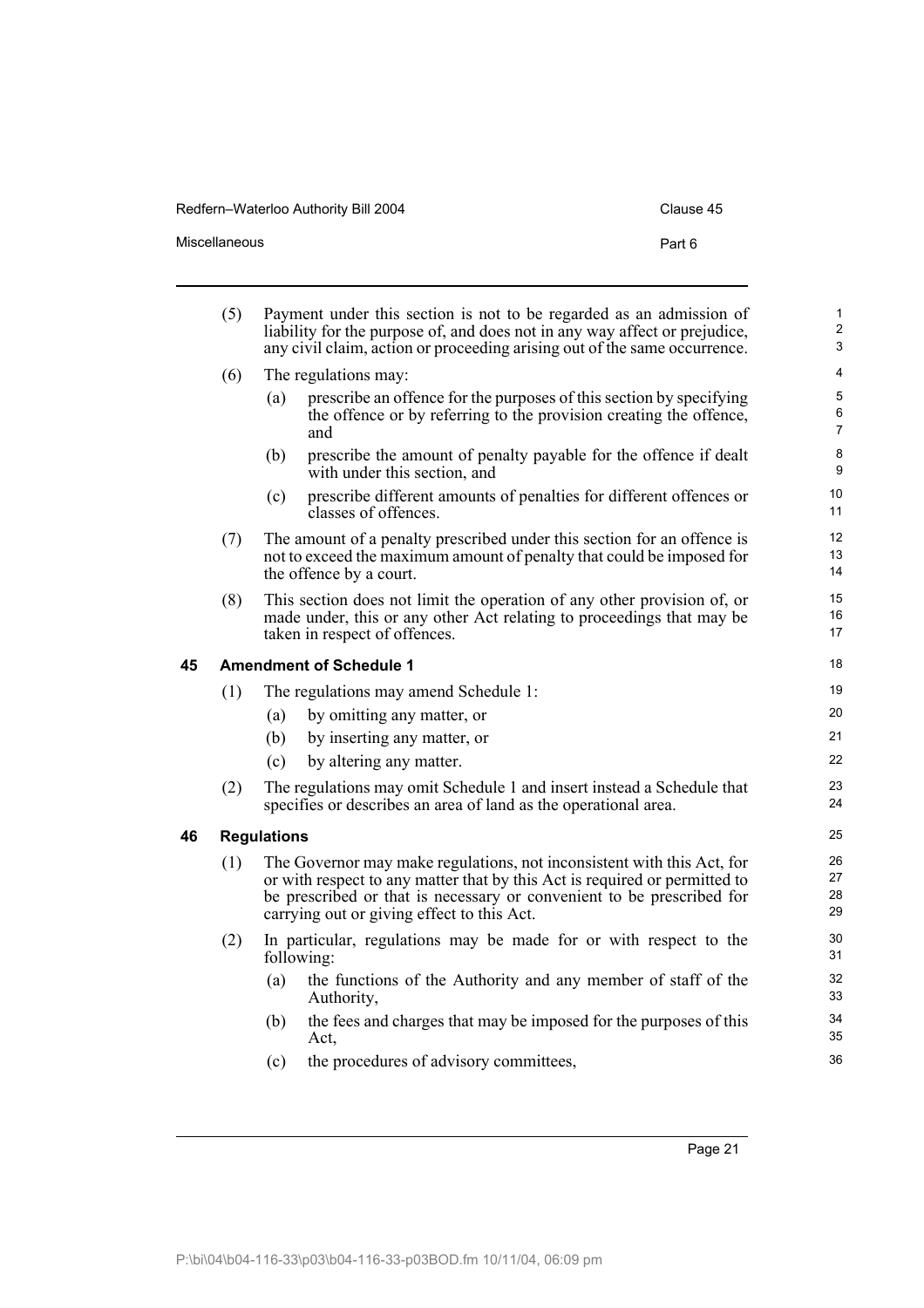(5) Payment under this section is not to be regarded as an admission of liability for the purpose of, and does not in any way affect or prejudice, any civil claim, action or proceeding arising out of the same occurrence.

(6) The regulations may:

  (a) prescribe an offence for the purposes of this section by specifying the offence or by referring to the provision creating the offence, and

  (b) prescribe the amount of penalty payable for the offence if dealt with under this section, and

  (c) prescribe different amounts of penalties for different offences or classes of offences.

(7) The amount of a penalty prescribed under this section for an offence is not to exceed the maximum amount of penalty that could be imposed for the offence by a court.

(8) This section does not limit the operation of any other provision of, or made under, this or any other Act relating to proceedings that may be taken in respect of offences.

### 45 Amendment of Schedule 1

(1) The regulations may amend Schedule 1:

  (a) by omitting any matter, or

  (b) by inserting any matter, or

  (c) by altering any matter.

(2) The regulations may omit Schedule 1 and insert instead a Schedule that specifies or describes an area of land as the operational area.

### 46 Regulations

(1) The Governor may make regulations, not inconsistent with this Act, for or with respect to any matter that by this Act is required or permitted to be prescribed or that is necessary or convenient to be prescribed for carrying out or giving effect to this Act.

(2) In particular, regulations may be made for or with respect to the following:

  (a) the functions of the Authority and any member of staff of the Authority,

  (b) the fees and charges that may be imposed for the purposes of this Act,

  (c) the procedures of advisory committees,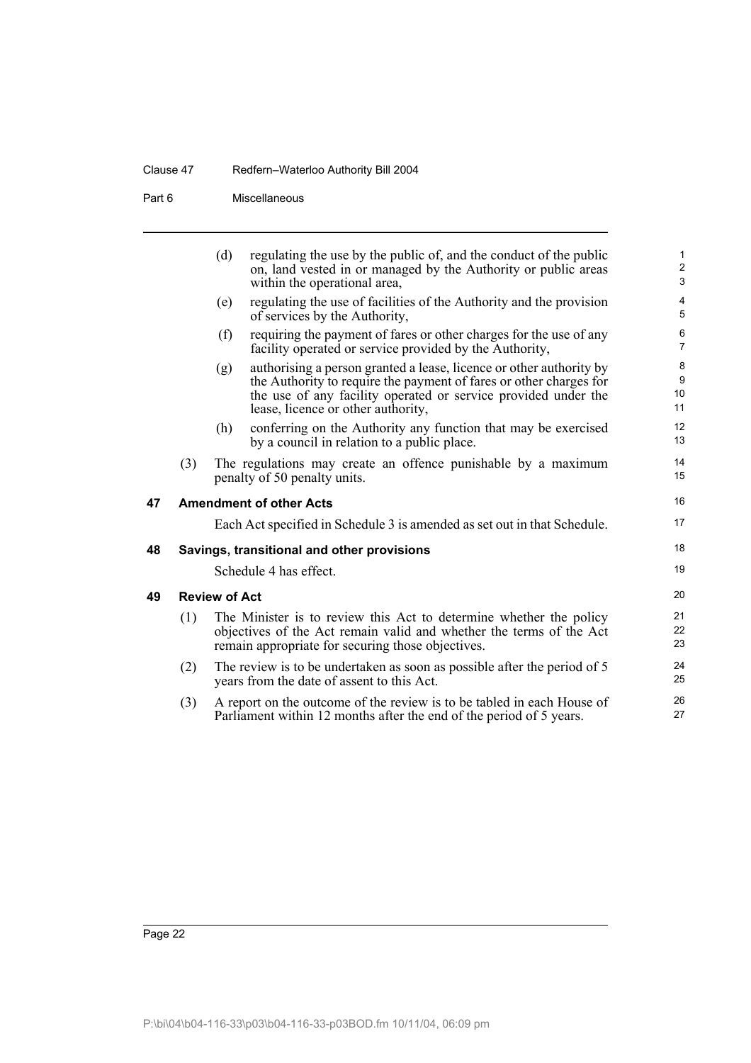(d) regulating the use by the public of, and the conduct of the public on, land vested in or managed by the Authority or public areas within the operational area,

(e) regulating the use of facilities of the Authority and the provision of services by the Authority,

(f) requiring the payment of fares or other charges for the use of any facility operated or service provided by the Authority,

(g) authorising a person granted a lease, licence or other authority by the Authority to require the payment of fares or other charges for the use of any facility operated or service provided under the lease, licence or other authority,

(h) conferring on the Authority any function that may be exercised by a council in relation to a public place.

(3) The regulations may create an offence punishable by a maximum penalty of 50 penalty units.

**47 Amendment of other Acts**

Each Act specified in Schedule 3 is amended as set out in that Schedule.

**48 Savings, transitional and other provisions**

Schedule 4 has effect.

**49 Review of Act**

(1) The Minister is to review this Act to determine whether the policy objectives of the Act remain valid and whether the terms of the Act remain appropriate for securing those objectives.

(2) The review is to be undertaken as soon as possible after the period of 5 years from the date of assent to this Act.

(3) A report on the outcome of the review is to be tabled in each House of Parliament within 12 months after the end of the period of 5 years.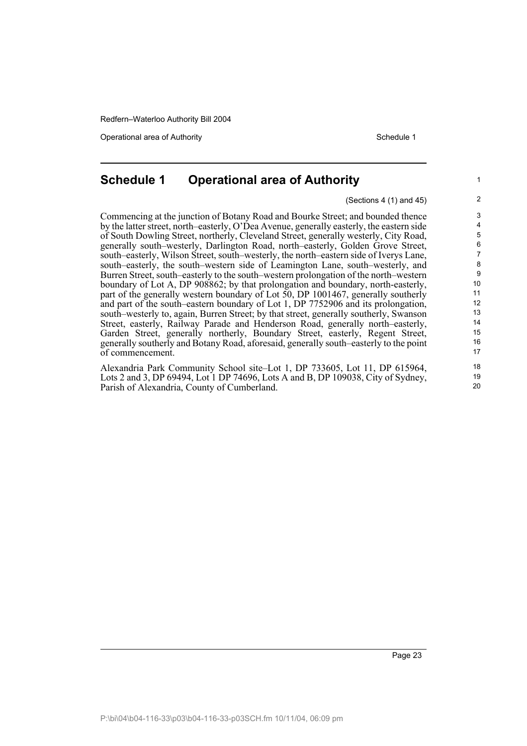## Schedule 1 Operational area of Authority

(Sections 4 (1) and 45)

Commencing at the junction of Botany Road and Bourke Street; and bounded thence by the latter street, north–easterly, O'Dea Avenue, generally easterly, the eastern side of South Dowling Street, northerly, Cleveland Street, generally westerly, City Road, generally south–westerly, Darlington Road, north–easterly, Golden Grove Street, south–easterly, Wilson Street, south–westerly, the north–eastern side of Iverys Lane, south–easterly, the south–western side of Leamington Lane, south–westerly, and Burren Street, south–easterly to the south–western prolongation of the north–western boundary of Lot A, DP 908862; by that prolongation and boundary, north-easterly, part of the generally western boundary of Lot 50, DP 1001467, generally southerly and part of the south–eastern boundary of Lot 1, DP 7752906 and its prolongation, south–westerly to, again, Burren Street; by that street, generally southerly, Swanson Street, easterly, Railway Parade and Henderson Road, generally north–easterly, Garden Street, generally northerly, Boundary Street, easterly, Regent Street, generally southerly and Botany Road, aforesaid, generally south–easterly to the point of commencement.

Alexandria Park Community School site–Lot 1, DP 733605, Lot 11, DP 615964, Lots 2 and 3, DP 69494, Lot 1 DP 74696, Lots A and B, DP 109038, City of Sydney, Parish of Alexandria, County of Cumberland.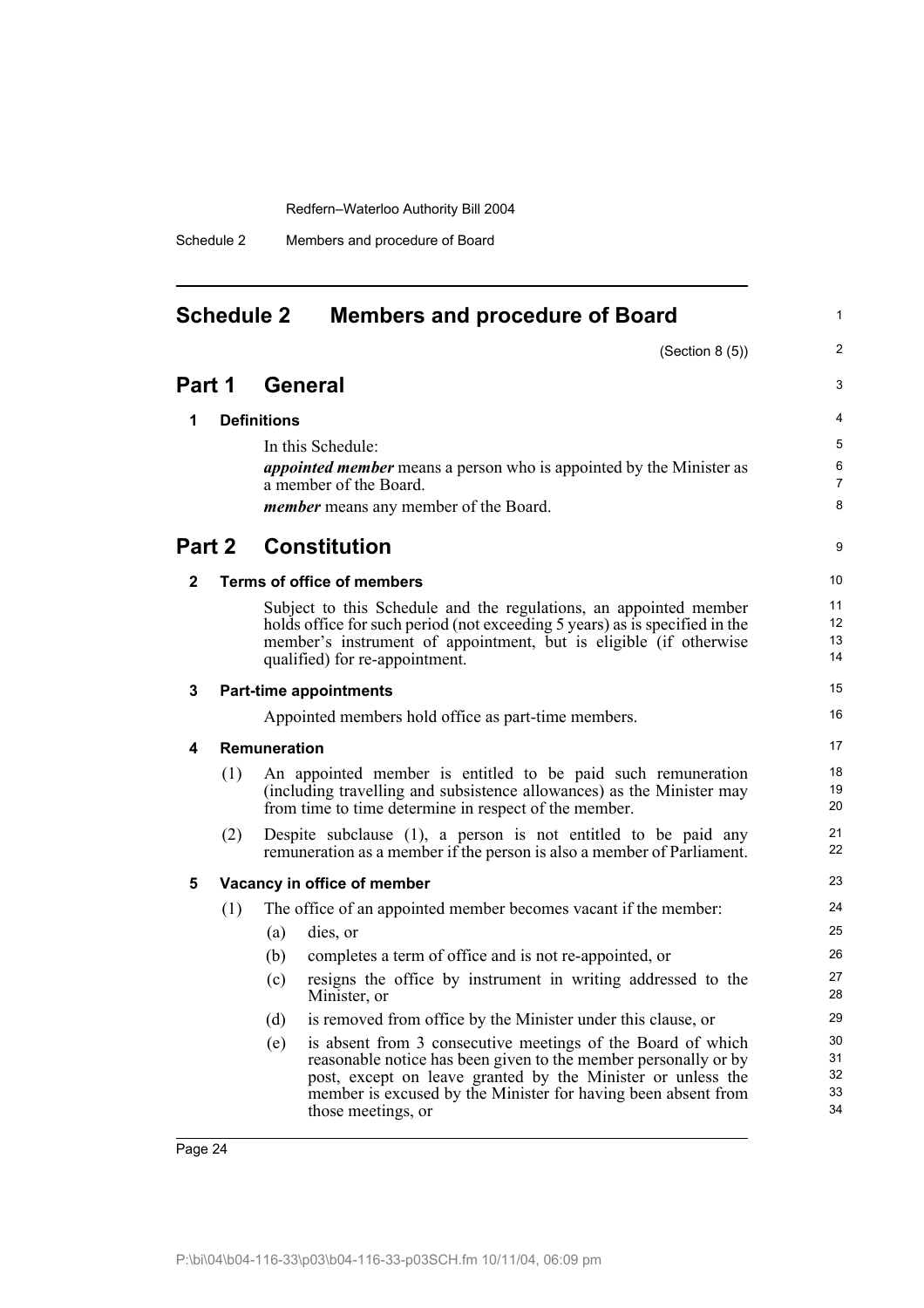# Schedule 2 Members and procedure of Board

(Section 8 (5))

## Part 1 General

### 1 Definitions

In this Schedule:

***appointed member*** means a person who is appointed by the Minister as a member of the Board.

***member*** means any member of the Board.

## Part 2 Constitution

### 2 Terms of office of members

Subject to this Schedule and the regulations, an appointed member holds office for such period (not exceeding 5 years) as is specified in the member's instrument of appointment, but is eligible (if otherwise qualified) for re-appointment.

### 3 Part-time appointments

Appointed members hold office as part-time members.

### 4 Remuneration

(1) An appointed member is entitled to be paid such remuneration (including travelling and subsistence allowances) as the Minister may from time to time determine in respect of the member.

(2) Despite subclause (1), a person is not entitled to be paid any remuneration as a member if the person is also a member of Parliament.

### 5 Vacancy in office of member

(1) The office of an appointed member becomes vacant if the member:

- (a) dies, or
- (b) completes a term of office and is not re-appointed, or
- (c) resigns the office by instrument in writing addressed to the Minister, or
- (d) is removed from office by the Minister under this clause, or
- (e) is absent from 3 consecutive meetings of the Board of which reasonable notice has been given to the member personally or by post, except on leave granted by the Minister or unless the member is excused by the Minister for having been absent from those meetings, or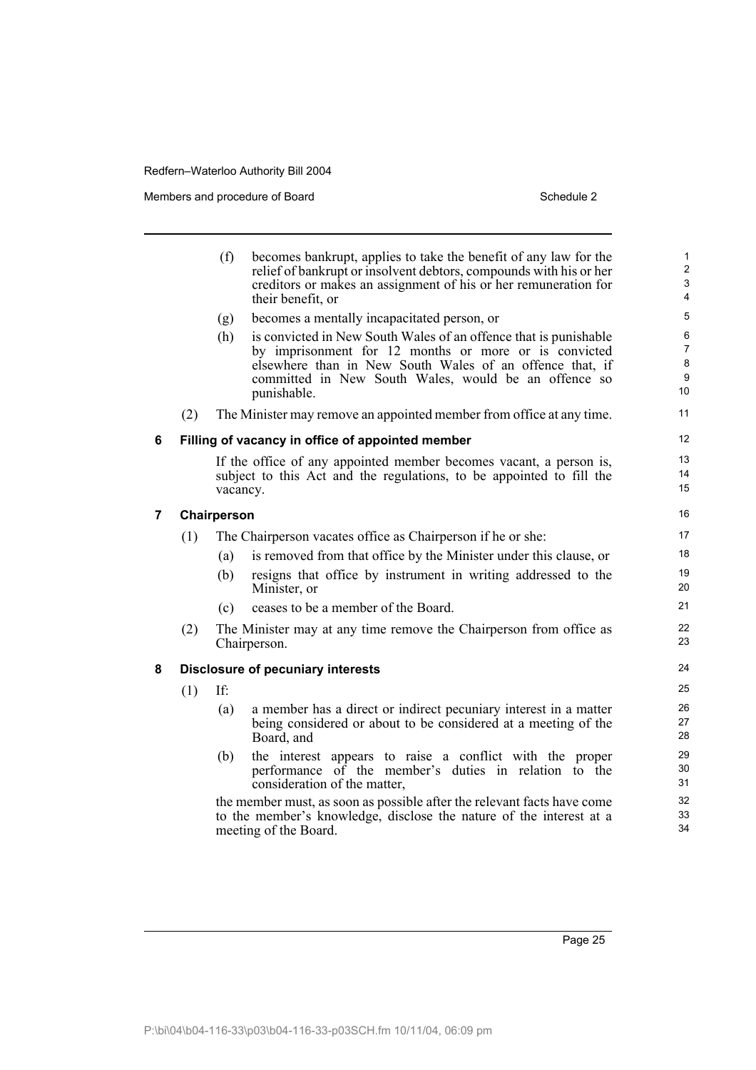(f) becomes bankrupt, applies to take the benefit of any law for the relief of bankrupt or insolvent debtors, compounds with his or her creditors or makes an assignment of his or her remuneration for their benefit, or

(g) becomes a mentally incapacitated person, or

(h) is convicted in New South Wales of an offence that is punishable by imprisonment for 12 months or more or is convicted elsewhere than in New South Wales of an offence that, if committed in New South Wales, would be an offence so punishable.

(2) The Minister may remove an appointed member from office at any time.

### 6 Filling of vacancy in office of appointed member

If the office of any appointed member becomes vacant, a person is, subject to this Act and the regulations, to be appointed to fill the vacancy.

### 7 Chairperson

(1) The Chairperson vacates office as Chairperson if he or she:

(a) is removed from that office by the Minister under this clause, or

(b) resigns that office by instrument in writing addressed to the Minister, or

(c) ceases to be a member of the Board.

(2) The Minister may at any time remove the Chairperson from office as Chairperson.

### 8 Disclosure of pecuniary interests

(1) If:

(a) a member has a direct or indirect pecuniary interest in a matter being considered or about to be considered at a meeting of the Board, and

(b) the interest appears to raise a conflict with the proper performance of the member's duties in relation to the consideration of the matter,

the member must, as soon as possible after the relevant facts have come to the member's knowledge, disclose the nature of the interest at a meeting of the Board.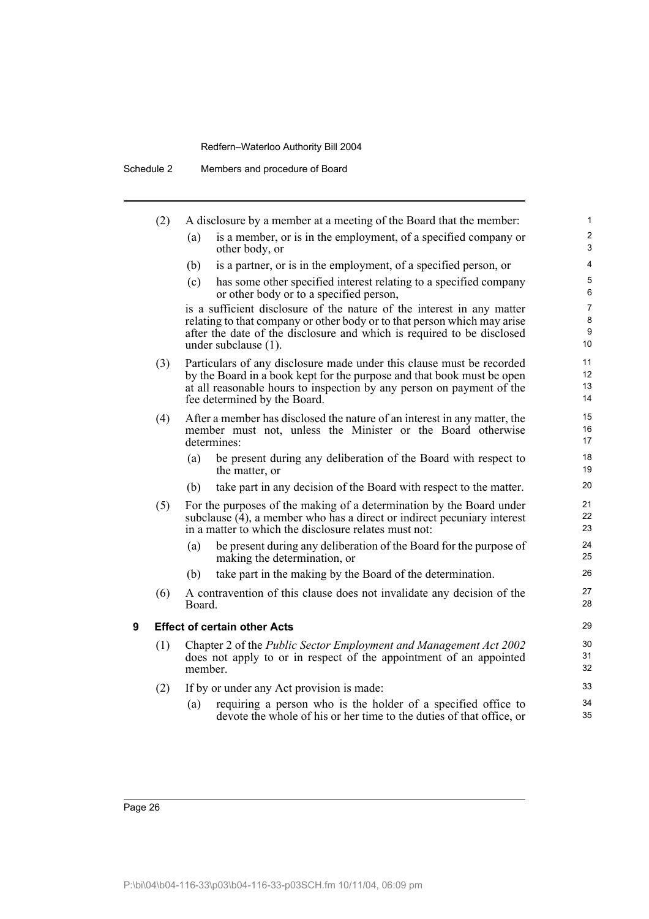(2) A disclosure by a member at a meeting of the Board that the member:

(a) is a member, or is in the employment, of a specified company or other body, or

(b) is a partner, or is in the employment, of a specified person, or

(c) has some other specified interest relating to a specified company or other body or to a specified person,

is a sufficient disclosure of the nature of the interest in any matter relating to that company or other body or to that person which may arise after the date of the disclosure and which is required to be disclosed under subclause (1).

(3) Particulars of any disclosure made under this clause must be recorded by the Board in a book kept for the purpose and that book must be open at all reasonable hours to inspection by any person on payment of the fee determined by the Board.

(4) After a member has disclosed the nature of an interest in any matter, the member must not, unless the Minister or the Board otherwise determines:

(a) be present during any deliberation of the Board with respect to the matter, or

(b) take part in any decision of the Board with respect to the matter.

(5) For the purposes of the making of a determination by the Board under subclause (4), a member who has a direct or indirect pecuniary interest in a matter to which the disclosure relates must not:

(a) be present during any deliberation of the Board for the purpose of making the determination, or

(b) take part in the making by the Board of the determination.

(6) A contravention of this clause does not invalidate any decision of the Board.

### 9 Effect of certain other Acts

(1) Chapter 2 of the *Public Sector Employment and Management Act 2002* does not apply to or in respect of the appointment of an appointed member.

(2) If by or under any Act provision is made:

(a) requiring a person who is the holder of a specified office to devote the whole of his or her time to the duties of that office, or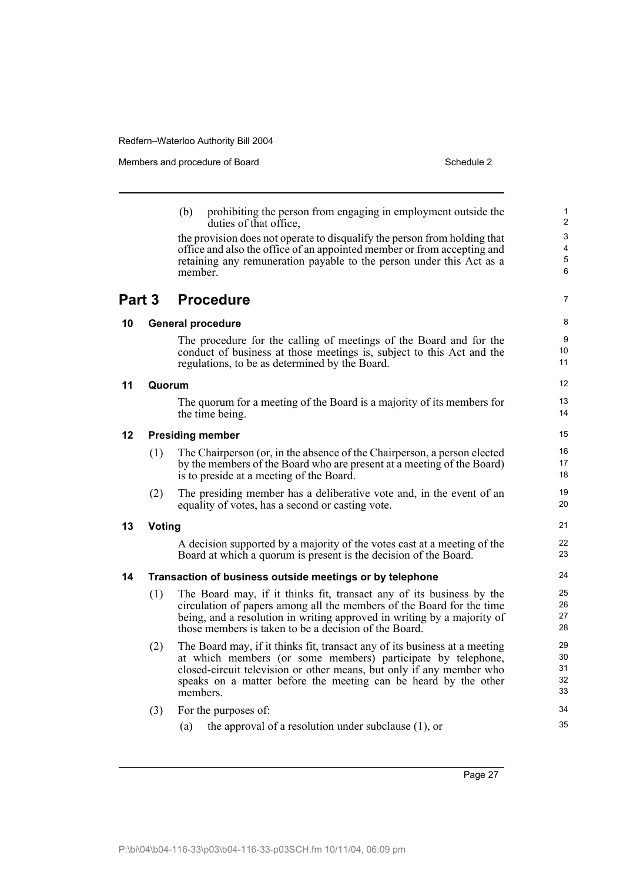(b) prohibiting the person from engaging in employment outside the duties of that office,

the provision does not operate to disqualify the person from holding that office and also the office of an appointed member or from accepting and retaining any remuneration payable to the person under this Act as a member.

## Part 3 Procedure

### 10 General procedure

The procedure for the calling of meetings of the Board and for the conduct of business at those meetings is, subject to this Act and the regulations, to be as determined by the Board.

### 11 Quorum

The quorum for a meeting of the Board is a majority of its members for the time being.

### 12 Presiding member

(1) The Chairperson (or, in the absence of the Chairperson, a person elected by the members of the Board who are present at a meeting of the Board) is to preside at a meeting of the Board.

(2) The presiding member has a deliberative vote and, in the event of an equality of votes, has a second or casting vote.

### 13 Voting

A decision supported by a majority of the votes cast at a meeting of the Board at which a quorum is present is the decision of the Board.

### 14 Transaction of business outside meetings or by telephone

(1) The Board may, if it thinks fit, transact any of its business by the circulation of papers among all the members of the Board for the time being, and a resolution in writing approved in writing by a majority of those members is taken to be a decision of the Board.

(2) The Board may, if it thinks fit, transact any of its business at a meeting at which members (or some members) participate by telephone, closed-circuit television or other means, but only if any member who speaks on a matter before the meeting can be heard by the other members.

(3) For the purposes of:

(a) the approval of a resolution under subclause (1), or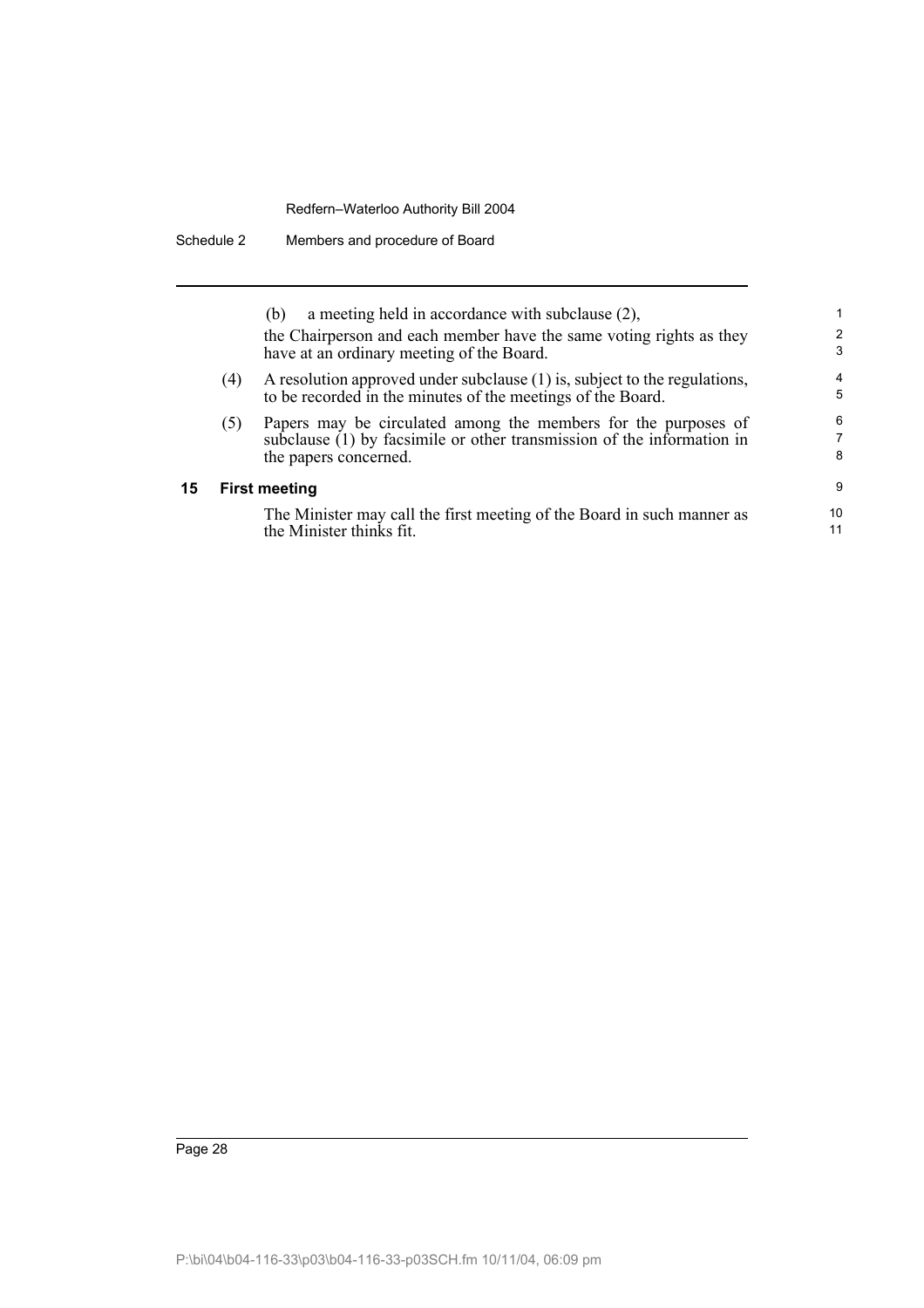(b) a meeting held in accordance with subclause (2),

the Chairperson and each member have the same voting rights as they have at an ordinary meeting of the Board.

(4) A resolution approved under subclause (1) is, subject to the regulations, to be recorded in the minutes of the meetings of the Board.

(5) Papers may be circulated among the members for the purposes of subclause (1) by facsimile or other transmission of the information in the papers concerned.

### 15 First meeting

The Minister may call the first meeting of the Board in such manner as the Minister thinks fit.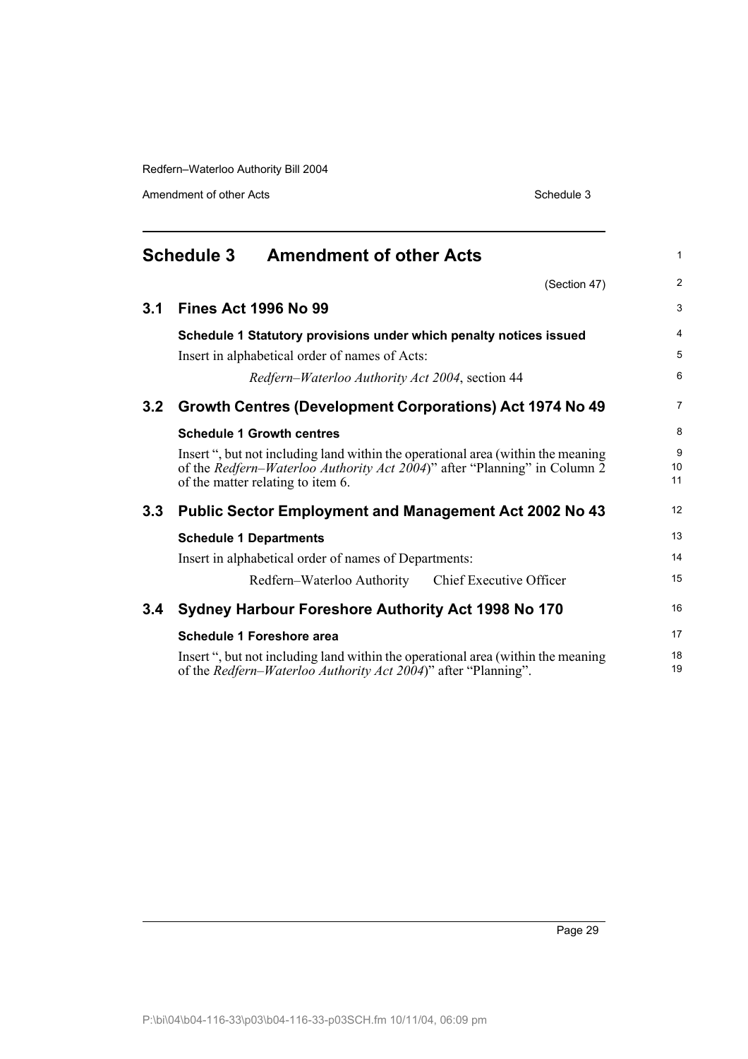## Schedule 3 Amendment of other Acts

(Section 47)

### 3.1 Fines Act 1996 No 99

**Schedule 1 Statutory provisions under which penalty notices issued**

Insert in alphabetical order of names of Acts:

*Redfern–Waterloo Authority Act 2004*, section 44

### 3.2 Growth Centres (Development Corporations) Act 1974 No 49

**Schedule 1 Growth centres**

Insert ", but not including land within the operational area (within the meaning of the *Redfern–Waterloo Authority Act 2004*)" after "Planning" in Column 2 of the matter relating to item 6.

### 3.3 Public Sector Employment and Management Act 2002 No 43

**Schedule 1 Departments**

Insert in alphabetical order of names of Departments:

Redfern–Waterloo Authority Chief Executive Officer

### 3.4 Sydney Harbour Foreshore Authority Act 1998 No 170

**Schedule 1 Foreshore area**

Insert ", but not including land within the operational area (within the meaning of the *Redfern–Waterloo Authority Act 2004*)" after "Planning".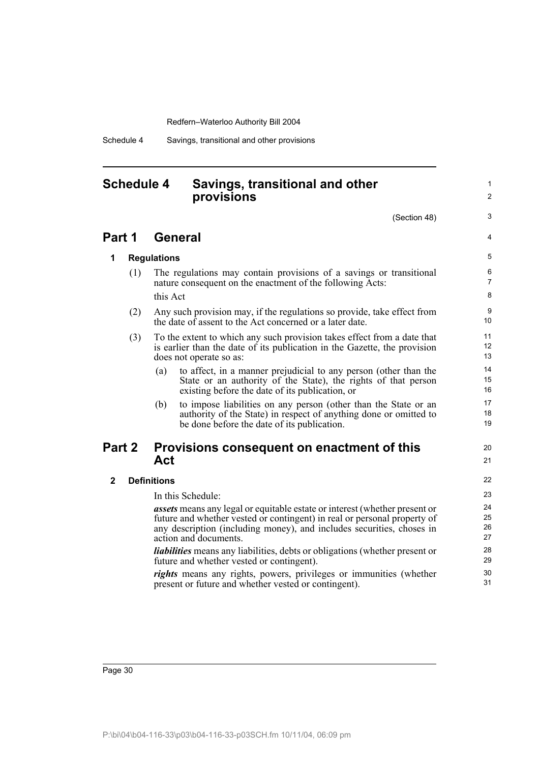# Schedule 4 Savings, transitional and other provisions

(Section 48)

## Part 1 General

### 1 Regulations

(1) The regulations may contain provisions of a savings or transitional nature consequent on the enactment of the following Acts:

this Act

(2) Any such provision may, if the regulations so provide, take effect from the date of assent to the Act concerned or a later date.

(3) To the extent to which any such provision takes effect from a date that is earlier than the date of its publication in the Gazette, the provision does not operate so as:

(a) to affect, in a manner prejudicial to any person (other than the State or an authority of the State), the rights of that person existing before the date of its publication, or

(b) to impose liabilities on any person (other than the State or an authority of the State) in respect of anything done or omitted to be done before the date of its publication.

## Part 2 Provisions consequent on enactment of this Act

### 2 Definitions

In this Schedule:

***assets*** means any legal or equitable estate or interest (whether present or future and whether vested or contingent) in real or personal property of any description (including money), and includes securities, choses in action and documents.

***liabilities*** means any liabilities, debts or obligations (whether present or future and whether vested or contingent).

***rights*** means any rights, powers, privileges or immunities (whether present or future and whether vested or contingent).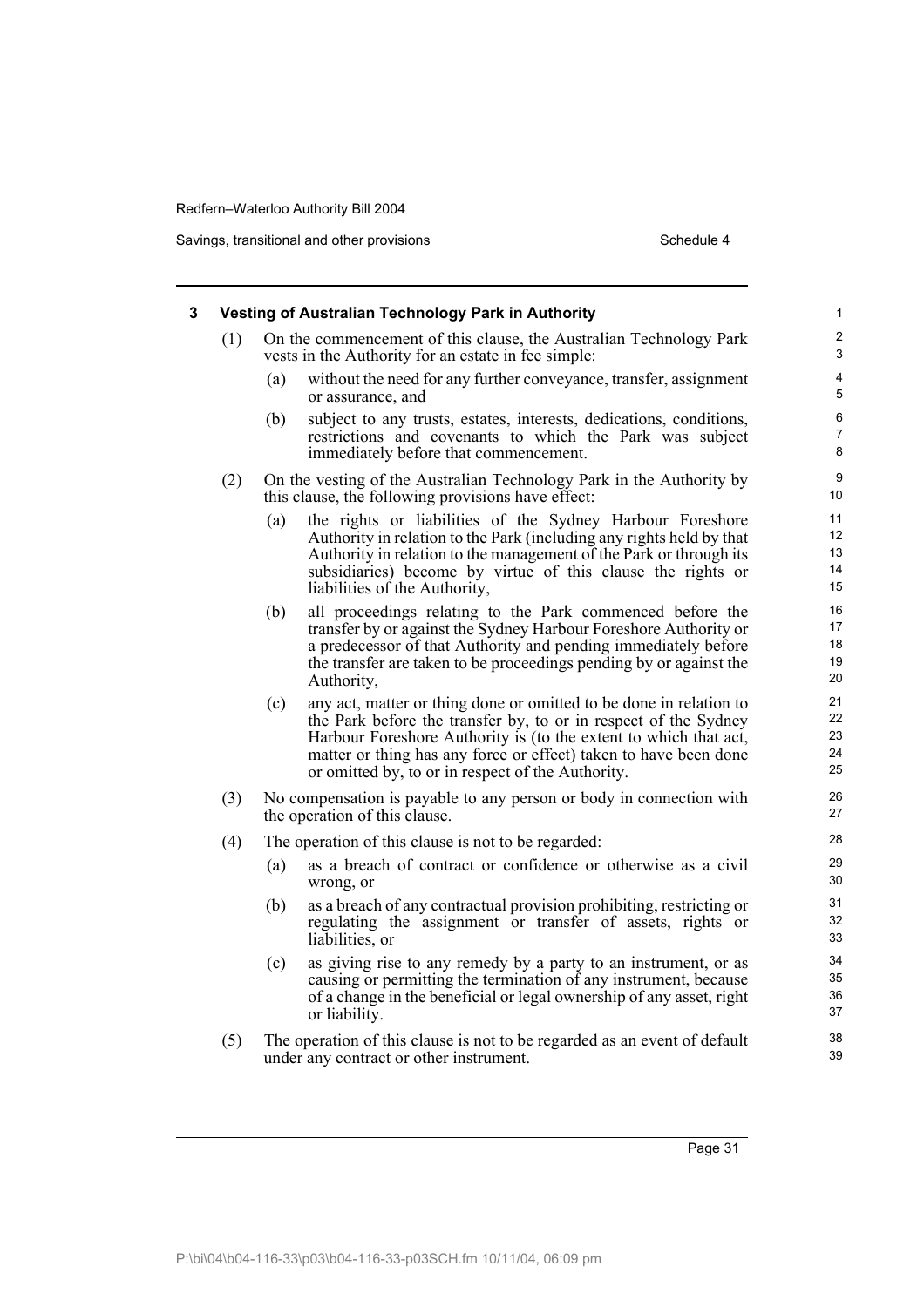### 3 Vesting of Australian Technology Park in Authority

(1) On the commencement of this clause, the Australian Technology Park vests in the Authority for an estate in fee simple:

- (a) without the need for any further conveyance, transfer, assignment or assurance, and
- (b) subject to any trusts, estates, interests, dedications, conditions, restrictions and covenants to which the Park was subject immediately before that commencement.

(2) On the vesting of the Australian Technology Park in the Authority by this clause, the following provisions have effect:

- (a) the rights or liabilities of the Sydney Harbour Foreshore Authority in relation to the Park (including any rights held by that Authority in relation to the management of the Park or through its subsidiaries) become by virtue of this clause the rights or liabilities of the Authority,
- (b) all proceedings relating to the Park commenced before the transfer by or against the Sydney Harbour Foreshore Authority or a predecessor of that Authority and pending immediately before the transfer are taken to be proceedings pending by or against the Authority,
- (c) any act, matter or thing done or omitted to be done in relation to the Park before the transfer by, to or in respect of the Sydney Harbour Foreshore Authority is (to the extent to which that act, matter or thing has any force or effect) taken to have been done or omitted by, to or in respect of the Authority.

(3) No compensation is payable to any person or body in connection with the operation of this clause.

(4) The operation of this clause is not to be regarded:

- (a) as a breach of contract or confidence or otherwise as a civil wrong, or
- (b) as a breach of any contractual provision prohibiting, restricting or regulating the assignment or transfer of assets, rights or liabilities, or
- (c) as giving rise to any remedy by a party to an instrument, or as causing or permitting the termination of any instrument, because of a change in the beneficial or legal ownership of any asset, right or liability.

(5) The operation of this clause is not to be regarded as an event of default under any contract or other instrument.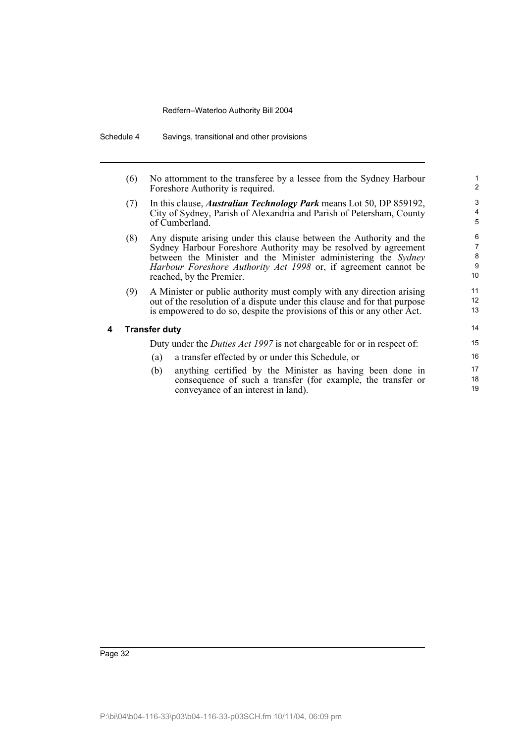(6) No attornment to the transferee by a lessee from the Sydney Harbour Foreshore Authority is required.

(7) In this clause, ***Australian Technology Park*** means Lot 50, DP 859192, City of Sydney, Parish of Alexandria and Parish of Petersham, County of Cumberland.

(8) Any dispute arising under this clause between the Authority and the Sydney Harbour Foreshore Authority may be resolved by agreement between the Minister and the Minister administering the *Sydney Harbour Foreshore Authority Act 1998* or, if agreement cannot be reached, by the Premier.

(9) A Minister or public authority must comply with any direction arising out of the resolution of a dispute under this clause and for that purpose is empowered to do so, despite the provisions of this or any other Act.

**4 Transfer duty**

Duty under the *Duties Act 1997* is not chargeable for or in respect of:

(a) a transfer effected by or under this Schedule, or

(b) anything certified by the Minister as having been done in consequence of such a transfer (for example, the transfer or conveyance of an interest in land).